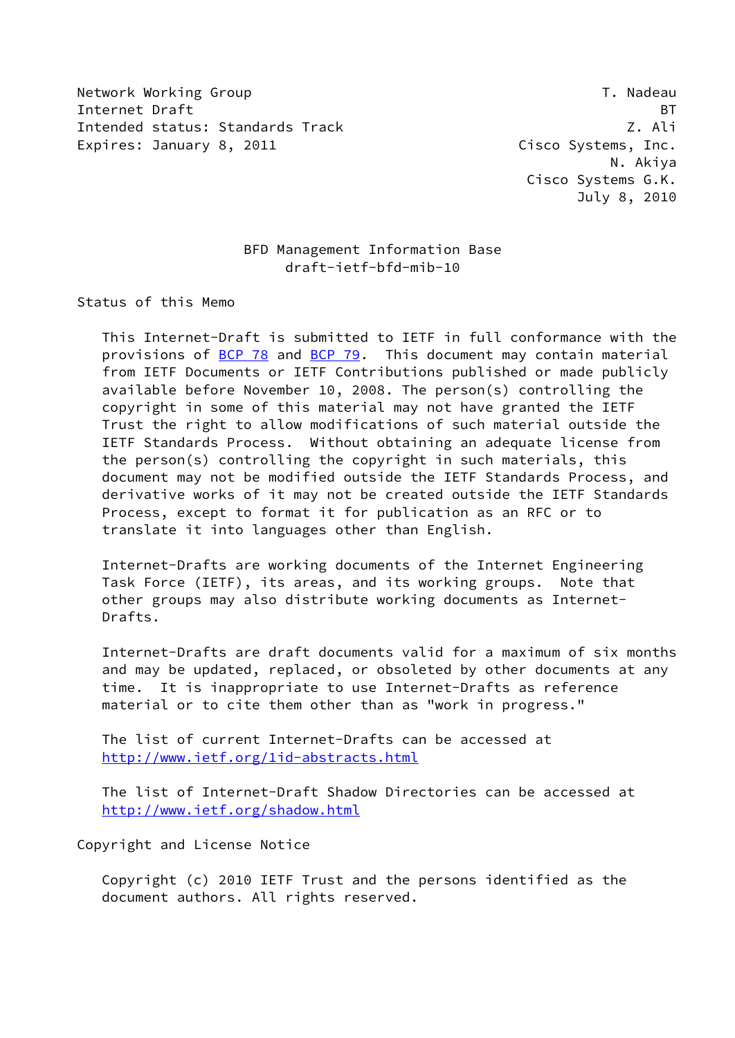Network Working Group T. Nadeau
Internet Draft BT
Intended status: Standards Track Z. Ali
Expires: January 8, 2011 Cisco Systems, Inc.
N. Akiya
Cisco Systems G.K.
July 8, 2010

# BFD Management Information Base
## draft-ietf-bfd-mib-10

Status of this Memo

This Internet-Draft is submitted to IETF in full conformance with the provisions of BCP 78 and BCP 79. This document may contain material from IETF Documents or IETF Contributions published or made publicly available before November 10, 2008. The person(s) controlling the copyright in some of this material may not have granted the IETF Trust the right to allow modifications of such material outside the IETF Standards Process. Without obtaining an adequate license from the person(s) controlling the copyright in such materials, this document may not be modified outside the IETF Standards Process, and derivative works of it may not be created outside the IETF Standards Process, except to format it for publication as an RFC or to translate it into languages other than English.

Internet-Drafts are working documents of the Internet Engineering Task Force (IETF), its areas, and its working groups. Note that other groups may also distribute working documents as Internet-Drafts.

Internet-Drafts are draft documents valid for a maximum of six months and may be updated, replaced, or obsoleted by other documents at any time. It is inappropriate to use Internet-Drafts as reference material or to cite them other than as "work in progress."

The list of current Internet-Drafts can be accessed at
http://www.ietf.org/1id-abstracts.html

The list of Internet-Draft Shadow Directories can be accessed at
http://www.ietf.org/shadow.html

Copyright and License Notice

Copyright (c) 2010 IETF Trust and the persons identified as the document authors. All rights reserved.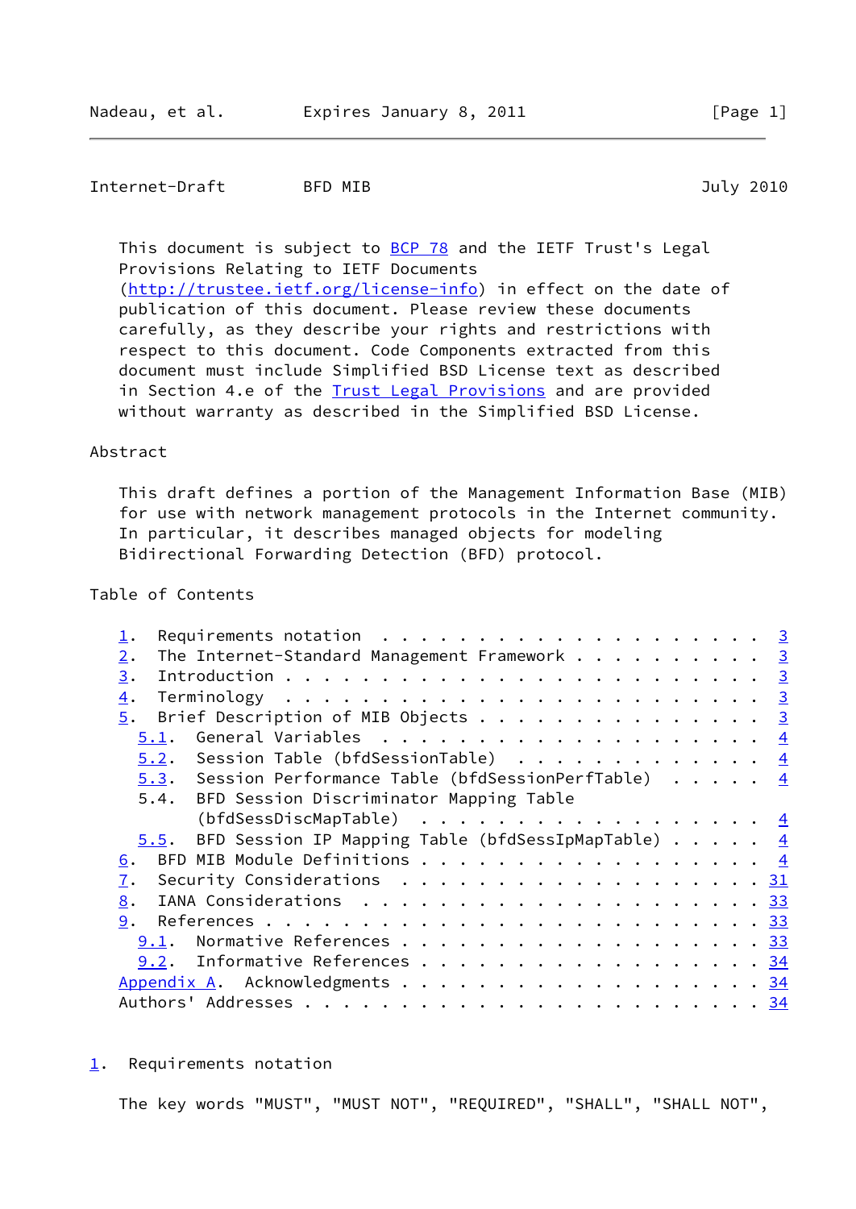This document is subject to BCP 78 and the IETF Trust's Legal Provisions Relating to IETF Documents (http://trustee.ietf.org/license-info) in effect on the date of publication of this document. Please review these documents carefully, as they describe your rights and restrictions with respect to this document. Code Components extracted from this document must include Simplified BSD License text as described in Section 4.e of the Trust Legal Provisions and are provided without warranty as described in the Simplified BSD License.

Abstract

This draft defines a portion of the Management Information Base (MIB) for use with network management protocols in the Internet community. In particular, it describes managed objects for modeling Bidirectional Forwarding Detection (BFD) protocol.

Table of Contents

```
   1.  Requirements notation  . . . . . . . . . . . . . . . . . . . .  3
   2.  The Internet-Standard Management Framework . . . . . . . . . .  3
   3.  Introduction . . . . . . . . . . . . . . . . . . . . . . . . .  3
   4.  Terminology  . . . . . . . . . . . . . . . . . . . . . . . . .  3
   5.  Brief Description of MIB Objects . . . . . . . . . . . . . . .  3
     5.1.  General Variables  . . . . . . . . . . . . . . . . . . . .  4
     5.2.  Session Table (bfdSessionTable)  . . . . . . . . . . . . .  4
     5.3.  Session Performance Table (bfdSessionPerfTable)  . . . . .  4
     5.4.  BFD Session Discriminator Mapping Table
           (bfdSessDiscMapTable)  . . . . . . . . . . . . . . . . . .  4
     5.5.  BFD Session IP Mapping Table (bfdSessIpMapTable) . . . . .  4
   6.  BFD MIB Module Definitions . . . . . . . . . . . . . . . . . .  4
   7.  Security Considerations  . . . . . . . . . . . . . . . . . . . 31
   8.  IANA Considerations  . . . . . . . . . . . . . . . . . . . . . 33
   9.  References . . . . . . . . . . . . . . . . . . . . . . . . . . 33
     9.1.  Normative References . . . . . . . . . . . . . . . . . . . 33
     9.2.  Informative References . . . . . . . . . . . . . . . . . . 34
   Appendix A.  Acknowledgments . . . . . . . . . . . . . . . . . . . 34
   Authors' Addresses . . . . . . . . . . . . . . . . . . . . . . . . 34
```

## 1. Requirements notation

The key words "MUST", "MUST NOT", "REQUIRED", "SHALL", "SHALL NOT",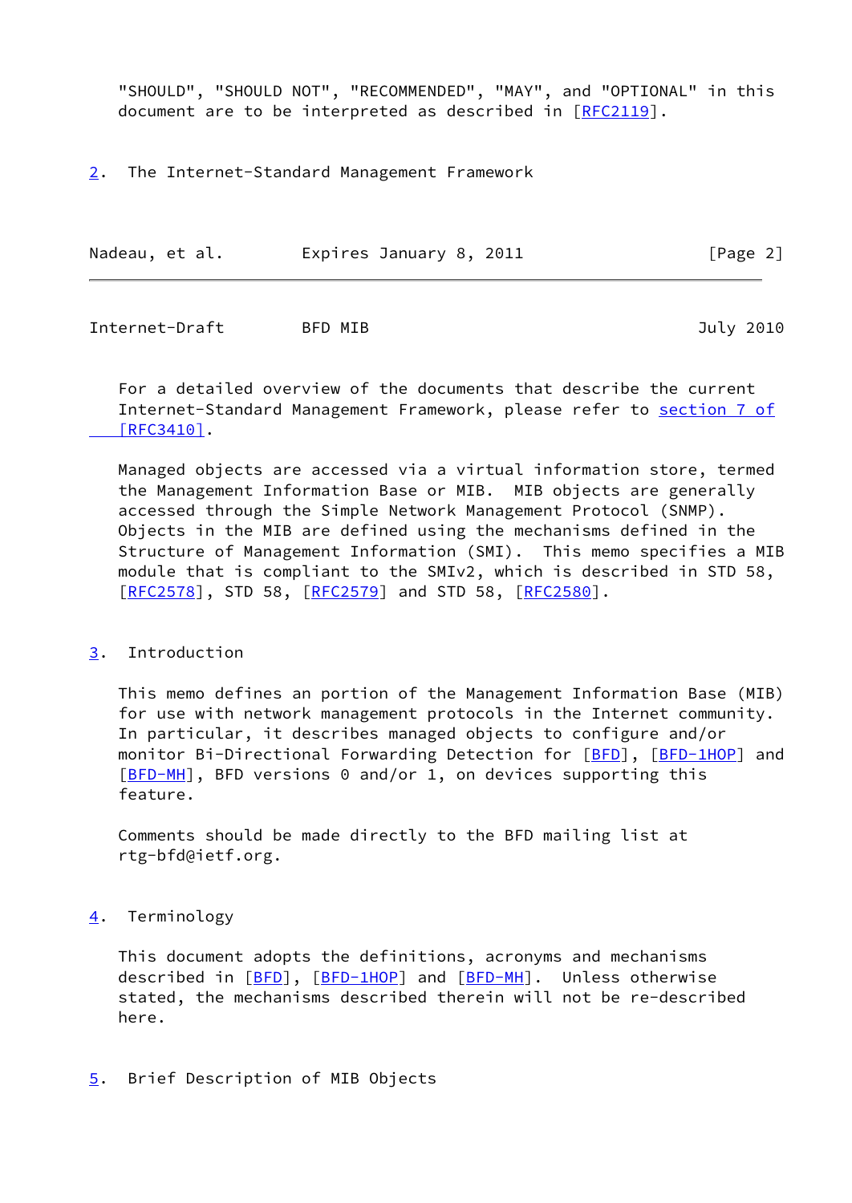"SHOULD", "SHOULD NOT", "RECOMMENDED", "MAY", and "OPTIONAL" in this document are to be interpreted as described in [RFC2119].

## 2. The Internet-Standard Management Framework

For a detailed overview of the documents that describe the current Internet-Standard Management Framework, please refer to section 7 of [RFC3410].

Managed objects are accessed via a virtual information store, termed the Management Information Base or MIB. MIB objects are generally accessed through the Simple Network Management Protocol (SNMP). Objects in the MIB are defined using the mechanisms defined in the Structure of Management Information (SMI). This memo specifies a MIB module that is compliant to the SMIv2, which is described in STD 58, [RFC2578], STD 58, [RFC2579] and STD 58, [RFC2580].

## 3. Introduction

This memo defines an portion of the Management Information Base (MIB) for use with network management protocols in the Internet community. In particular, it describes managed objects to configure and/or monitor Bi-Directional Forwarding Detection for [BFD], [BFD-1HOP] and [BFD-MH], BFD versions 0 and/or 1, on devices supporting this feature.

Comments should be made directly to the BFD mailing list at rtg-bfd@ietf.org.

## 4. Terminology

This document adopts the definitions, acronyms and mechanisms described in [BFD], [BFD-1HOP] and [BFD-MH]. Unless otherwise stated, the mechanisms described therein will not be re-described here.

## 5. Brief Description of MIB Objects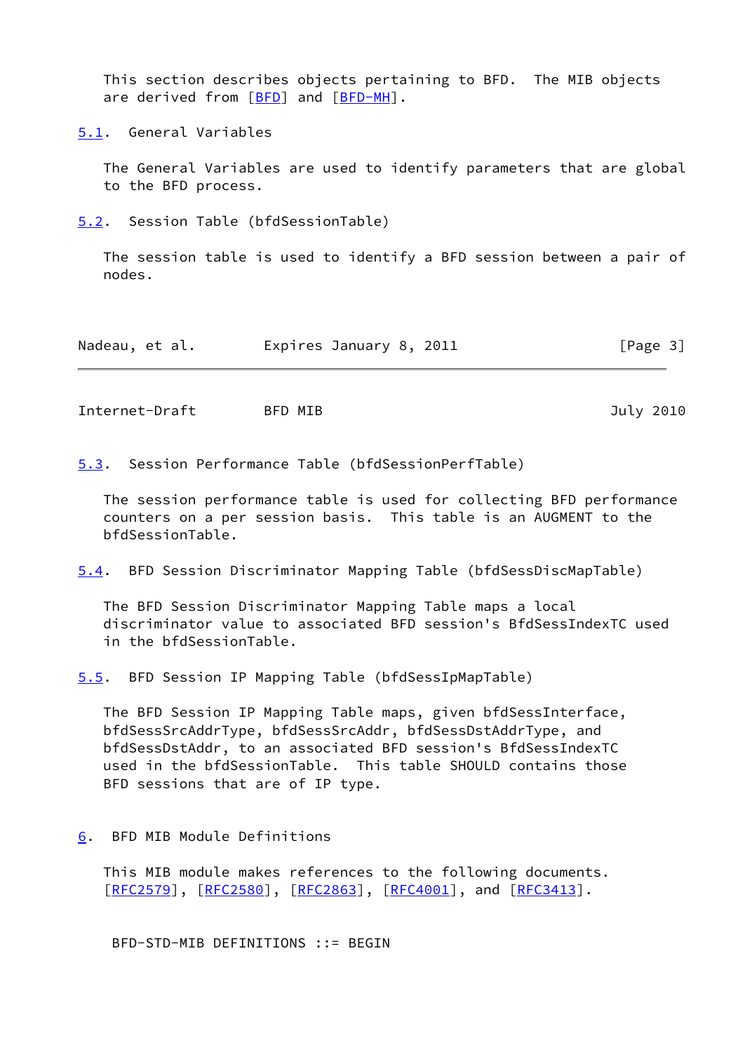This section describes objects pertaining to BFD. The MIB objects are derived from [BFD] and [BFD-MH].

### 5.1. General Variables

The General Variables are used to identify parameters that are global to the BFD process.

### 5.2. Session Table (bfdSessionTable)

The session table is used to identify a BFD session between a pair of nodes.

### 5.3. Session Performance Table (bfdSessionPerfTable)

The session performance table is used for collecting BFD performance counters on a per session basis. This table is an AUGMENT to the bfdSessionTable.

### 5.4. BFD Session Discriminator Mapping Table (bfdSessDiscMapTable)

The BFD Session Discriminator Mapping Table maps a local discriminator value to associated BFD session's BfdSessIndexTC used in the bfdSessionTable.

### 5.5. BFD Session IP Mapping Table (bfdSessIpMapTable)

The BFD Session IP Mapping Table maps, given bfdSessInterface, bfdSessSrcAddrType, bfdSessSrcAddr, bfdSessDstAddrType, and bfdSessDstAddr, to an associated BFD session's BfdSessIndexTC used in the bfdSessionTable. This table SHOULD contains those BFD sessions that are of IP type.

## 6. BFD MIB Module Definitions

This MIB module makes references to the following documents. [RFC2579], [RFC2580], [RFC2863], [RFC4001], and [RFC3413].

```
BFD-STD-MIB DEFINITIONS ::= BEGIN
```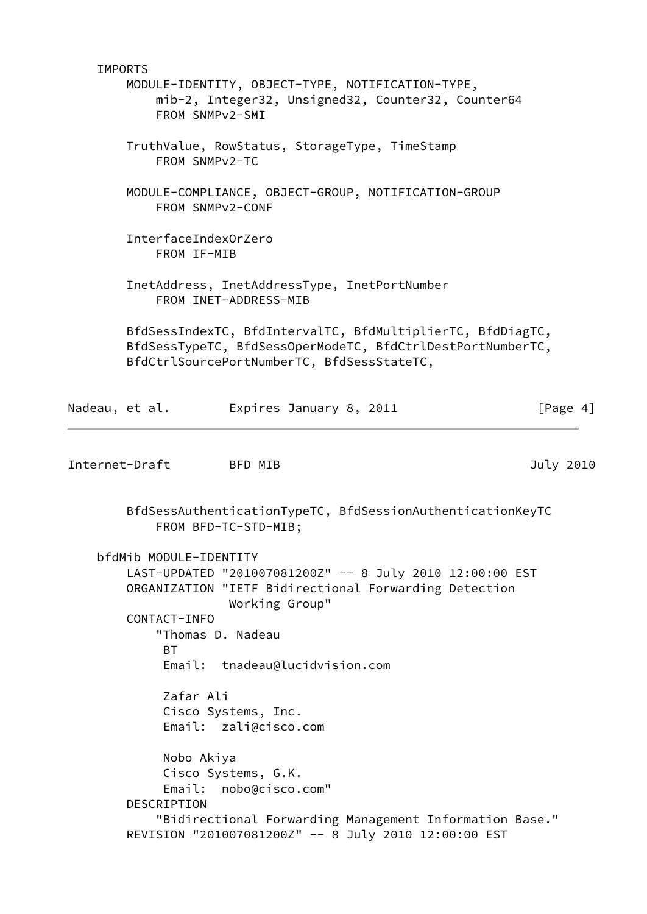```
   IMPORTS
       MODULE-IDENTITY, OBJECT-TYPE, NOTIFICATION-TYPE,
           mib-2, Integer32, Unsigned32, Counter32, Counter64
           FROM SNMPv2-SMI

       TruthValue, RowStatus, StorageType, TimeStamp
           FROM SNMPv2-TC

       MODULE-COMPLIANCE, OBJECT-GROUP, NOTIFICATION-GROUP
           FROM SNMPv2-CONF

       InterfaceIndexOrZero
           FROM IF-MIB

       InetAddress, InetAddressType, InetPortNumber
           FROM INET-ADDRESS-MIB

       BfdSessIndexTC, BfdIntervalTC, BfdMultiplierTC, BfdDiagTC,
       BfdSessTypeTC, BfdSessOperModeTC, BfdCtrlDestPortNumberTC,
       BfdCtrlSourcePortNumberTC, BfdSessStateTC,
```

```
       BfdSessAuthenticationTypeTC, BfdSessionAuthenticationKeyTC
           FROM BFD-TC-STD-MIB;

   bfdMib MODULE-IDENTITY
       LAST-UPDATED "201007081200Z" -- 8 July 2010 12:00:00 EST
       ORGANIZATION "IETF Bidirectional Forwarding Detection
                     Working Group"
       CONTACT-INFO
           "Thomas D. Nadeau
            BT
            Email:  tnadeau@lucidvision.com

            Zafar Ali
            Cisco Systems, Inc.
            Email:  zali@cisco.com

            Nobo Akiya
            Cisco Systems, G.K.
            Email:  nobo@cisco.com"
       DESCRIPTION
           "Bidirectional Forwarding Management Information Base."
       REVISION "201007081200Z" -- 8 July 2010 12:00:00 EST
```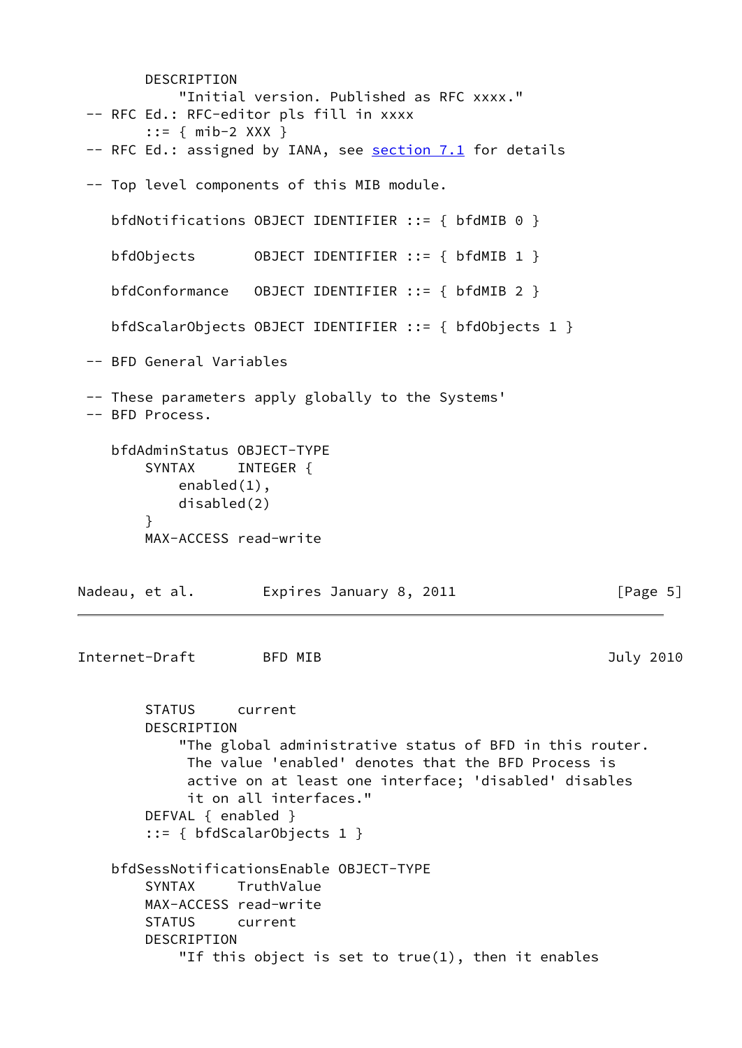```
        DESCRIPTION
            "Initial version. Published as RFC xxxx."
 -- RFC Ed.: RFC-editor pls fill in xxxx
        ::= { mib-2 XXX }
 -- RFC Ed.: assigned by IANA, see section 7.1 for details

 -- Top level components of this MIB module.

    bfdNotifications OBJECT IDENTIFIER ::= { bfdMIB 0 }

    bfdObjects       OBJECT IDENTIFIER ::= { bfdMIB 1 }

    bfdConformance   OBJECT IDENTIFIER ::= { bfdMIB 2 }

    bfdScalarObjects OBJECT IDENTIFIER ::= { bfdObjects 1 }

 -- BFD General Variables

 -- These parameters apply globally to the Systems'
 -- BFD Process.

    bfdAdminStatus OBJECT-TYPE
        SYNTAX     INTEGER {
            enabled(1),
            disabled(2)
        }
        MAX-ACCESS read-write
        STATUS     current
        DESCRIPTION
            "The global administrative status of BFD in this router.
             The value 'enabled' denotes that the BFD Process is
             active on at least one interface; 'disabled' disables
             it on all interfaces."
        DEFVAL { enabled }
        ::= { bfdScalarObjects 1 }

    bfdSessNotificationsEnable OBJECT-TYPE
        SYNTAX     TruthValue
        MAX-ACCESS read-write
        STATUS     current
        DESCRIPTION
            "If this object is set to true(1), then it enables
```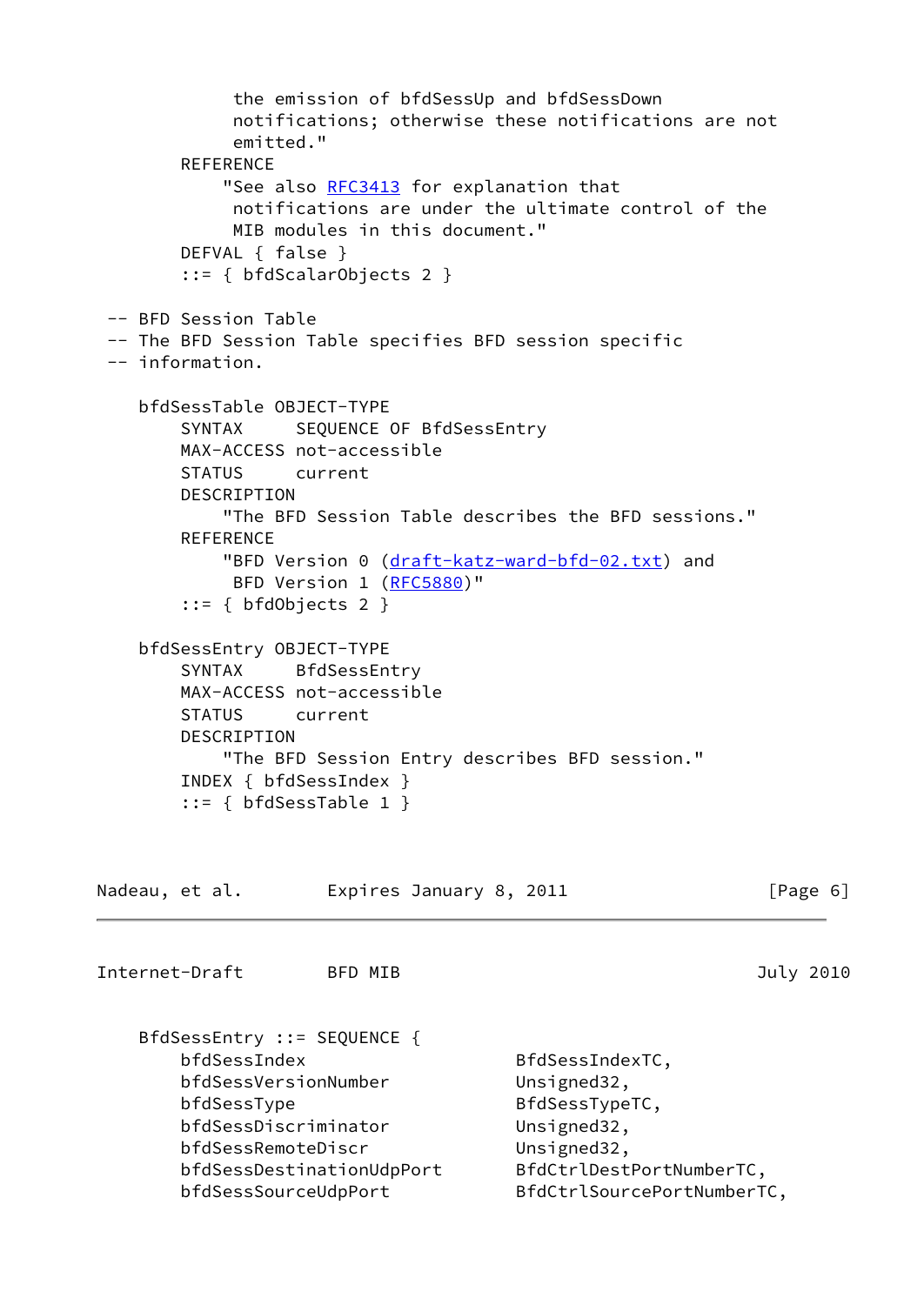```
             the emission of bfdSessUp and bfdSessDown
             notifications; otherwise these notifications are not
             emitted."
        REFERENCE
            "See also RFC3413 for explanation that
             notifications are under the ultimate control of the
             MIB modules in this document."
        DEFVAL { false }
        ::= { bfdScalarObjects 2 }

 -- BFD Session Table
 -- The BFD Session Table specifies BFD session specific
 -- information.

    bfdSessTable OBJECT-TYPE
        SYNTAX     SEQUENCE OF BfdSessEntry
        MAX-ACCESS not-accessible
        STATUS     current
        DESCRIPTION
            "The BFD Session Table describes the BFD sessions."
        REFERENCE
            "BFD Version 0 (draft-katz-ward-bfd-02.txt) and
             BFD Version 1 (RFC5880)"
        ::= { bfdObjects 2 }

    bfdSessEntry OBJECT-TYPE
        SYNTAX     BfdSessEntry
        MAX-ACCESS not-accessible
        STATUS     current
        DESCRIPTION
            "The BFD Session Entry describes BFD session."
        INDEX { bfdSessIndex }
        ::= { bfdSessTable 1 }

    BfdSessEntry ::= SEQUENCE {
        bfdSessIndex                    BfdSessIndexTC,
        bfdSessVersionNumber            Unsigned32,
        bfdSessType                     BfdSessTypeTC,
        bfdSessDiscriminator            Unsigned32,
        bfdSessRemoteDiscr              Unsigned32,
        bfdSessDestinationUdpPort       BfdCtrlDestPortNumberTC,
        bfdSessSourceUdpPort            BfdCtrlSourcePortNumberTC,
```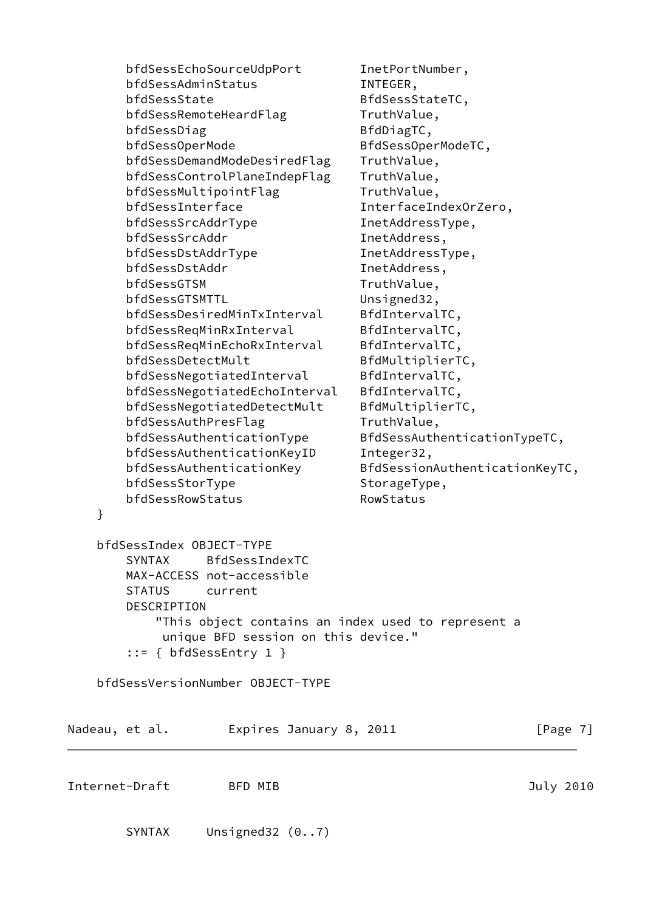```
        bfdSessEchoSourceUdpPort        InetPortNumber,
        bfdSessAdminStatus              INTEGER,
        bfdSessState                    BfdSessStateTC,
        bfdSessRemoteHeardFlag          TruthValue,
        bfdSessDiag                     BfdDiagTC,
        bfdSessOperMode                 BfdSessOperModeTC,
        bfdSessDemandModeDesiredFlag    TruthValue,
        bfdSessControlPlaneIndepFlag    TruthValue,
        bfdSessMultipointFlag           TruthValue,
        bfdSessInterface                InterfaceIndexOrZero,
        bfdSessSrcAddrType              InetAddressType,
        bfdSessSrcAddr                  InetAddress,
        bfdSessDstAddrType              InetAddressType,
        bfdSessDstAddr                  InetAddress,
        bfdSessGTSM                     TruthValue,
        bfdSessGTSMTTL                  Unsigned32,
        bfdSessDesiredMinTxInterval     BfdIntervalTC,
        bfdSessReqMinRxInterval         BfdIntervalTC,
        bfdSessReqMinEchoRxInterval     BfdIntervalTC,
        bfdSessDetectMult               BfdMultiplierTC,
        bfdSessNegotiatedInterval       BfdIntervalTC,
        bfdSessNegotiatedEchoInterval   BfdIntervalTC,
        bfdSessNegotiatedDetectMult     BfdMultiplierTC,
        bfdSessAuthPresFlag             TruthValue,
        bfdSessAuthenticationType       BfdSessAuthenticationTypeTC,
        bfdSessAuthenticationKeyID      Integer32,
        bfdSessAuthenticationKey        BfdSessionAuthenticationKeyTC,
        bfdSessStorType                 StorageType,
        bfdSessRowStatus                RowStatus
    }

    bfdSessIndex OBJECT-TYPE
        SYNTAX     BfdSessIndexTC
        MAX-ACCESS not-accessible
        STATUS     current
        DESCRIPTION
            "This object contains an index used to represent a
             unique BFD session on this device."
        ::= { bfdSessEntry 1 }

    bfdSessVersionNumber OBJECT-TYPE
        SYNTAX     Unsigned32 (0..7)
```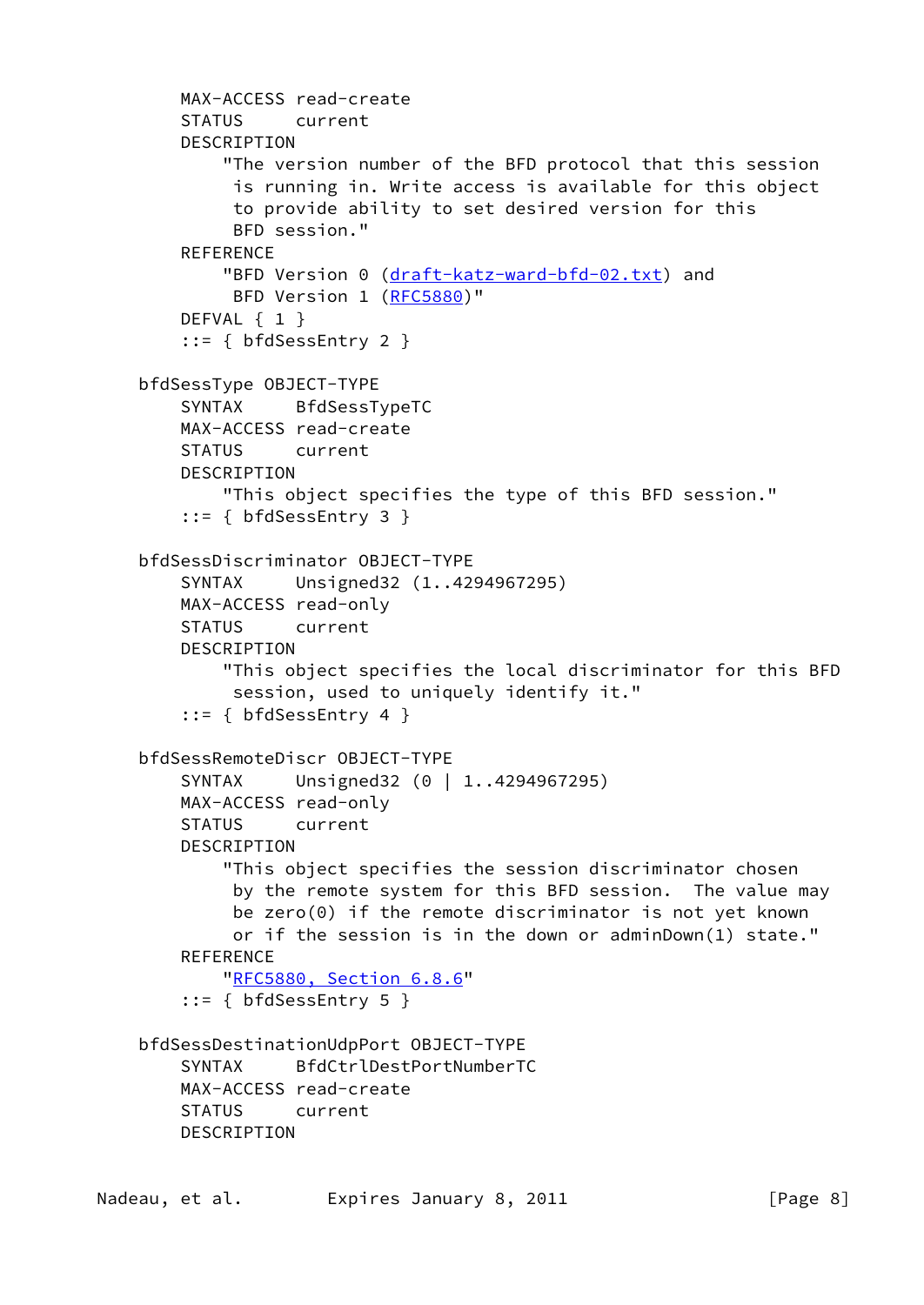```
        MAX-ACCESS read-create
        STATUS     current
        DESCRIPTION
            "The version number of the BFD protocol that this session
             is running in. Write access is available for this object
             to provide ability to set desired version for this
             BFD session."
        REFERENCE
            "BFD Version 0 (draft-katz-ward-bfd-02.txt) and
             BFD Version 1 (RFC5880)"
        DEFVAL { 1 }
        ::= { bfdSessEntry 2 }

    bfdSessType OBJECT-TYPE
        SYNTAX     BfdSessTypeTC
        MAX-ACCESS read-create
        STATUS     current
        DESCRIPTION
            "This object specifies the type of this BFD session."
        ::= { bfdSessEntry 3 }

    bfdSessDiscriminator OBJECT-TYPE
        SYNTAX     Unsigned32 (1..4294967295)
        MAX-ACCESS read-only
        STATUS     current
        DESCRIPTION
            "This object specifies the local discriminator for this BFD
             session, used to uniquely identify it."
        ::= { bfdSessEntry 4 }

    bfdSessRemoteDiscr OBJECT-TYPE
        SYNTAX     Unsigned32 (0 | 1..4294967295)
        MAX-ACCESS read-only
        STATUS     current
        DESCRIPTION
            "This object specifies the session discriminator chosen
             by the remote system for this BFD session.  The value may
             be zero(0) if the remote discriminator is not yet known
             or if the session is in the down or adminDown(1) state."
        REFERENCE
            "RFC5880, Section 6.8.6"
        ::= { bfdSessEntry 5 }

    bfdSessDestinationUdpPort OBJECT-TYPE
        SYNTAX     BfdCtrlDestPortNumberTC
        MAX-ACCESS read-create
        STATUS     current
        DESCRIPTION
```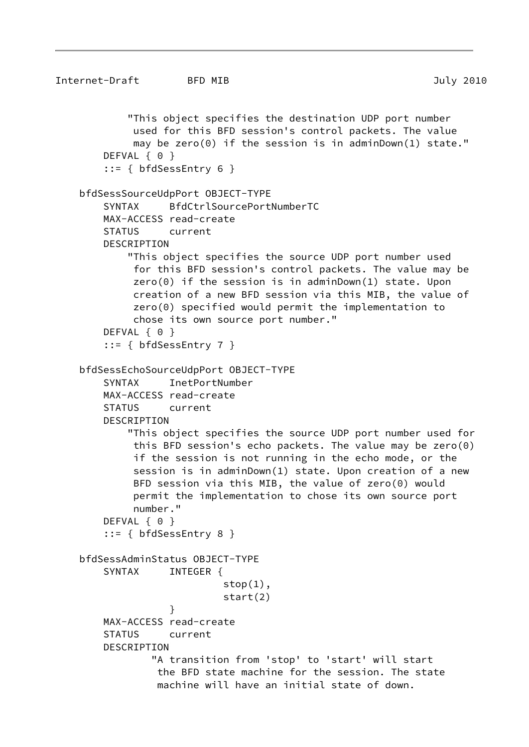```
            "This object specifies the destination UDP port number
             used for this BFD session's control packets. The value
             may be zero(0) if the session is in adminDown(1) state."
        DEFVAL { 0 }
        ::= { bfdSessEntry 6 }

    bfdSessSourceUdpPort OBJECT-TYPE
        SYNTAX     BfdCtrlSourcePortNumberTC
        MAX-ACCESS read-create
        STATUS     current
        DESCRIPTION
            "This object specifies the source UDP port number used
             for this BFD session's control packets. The value may be
             zero(0) if the session is in adminDown(1) state. Upon
             creation of a new BFD session via this MIB, the value of
             zero(0) specified would permit the implementation to
             chose its own source port number."
        DEFVAL { 0 }
        ::= { bfdSessEntry 7 }

    bfdSessEchoSourceUdpPort OBJECT-TYPE
        SYNTAX     InetPortNumber
        MAX-ACCESS read-create
        STATUS     current
        DESCRIPTION
            "This object specifies the source UDP port number used for
             this BFD session's echo packets. The value may be zero(0)
             if the session is not running in the echo mode, or the
             session is in adminDown(1) state. Upon creation of a new
             BFD session via this MIB, the value of zero(0) would
             permit the implementation to chose its own source port
             number."
        DEFVAL { 0 }
        ::= { bfdSessEntry 8 }

    bfdSessAdminStatus OBJECT-TYPE
        SYNTAX     INTEGER {
                            stop(1),
                            start(2)
                   }
        MAX-ACCESS read-create
        STATUS     current
        DESCRIPTION
                "A transition from 'stop' to 'start' will start
                 the BFD state machine for the session. The state
                 machine will have an initial state of down.
```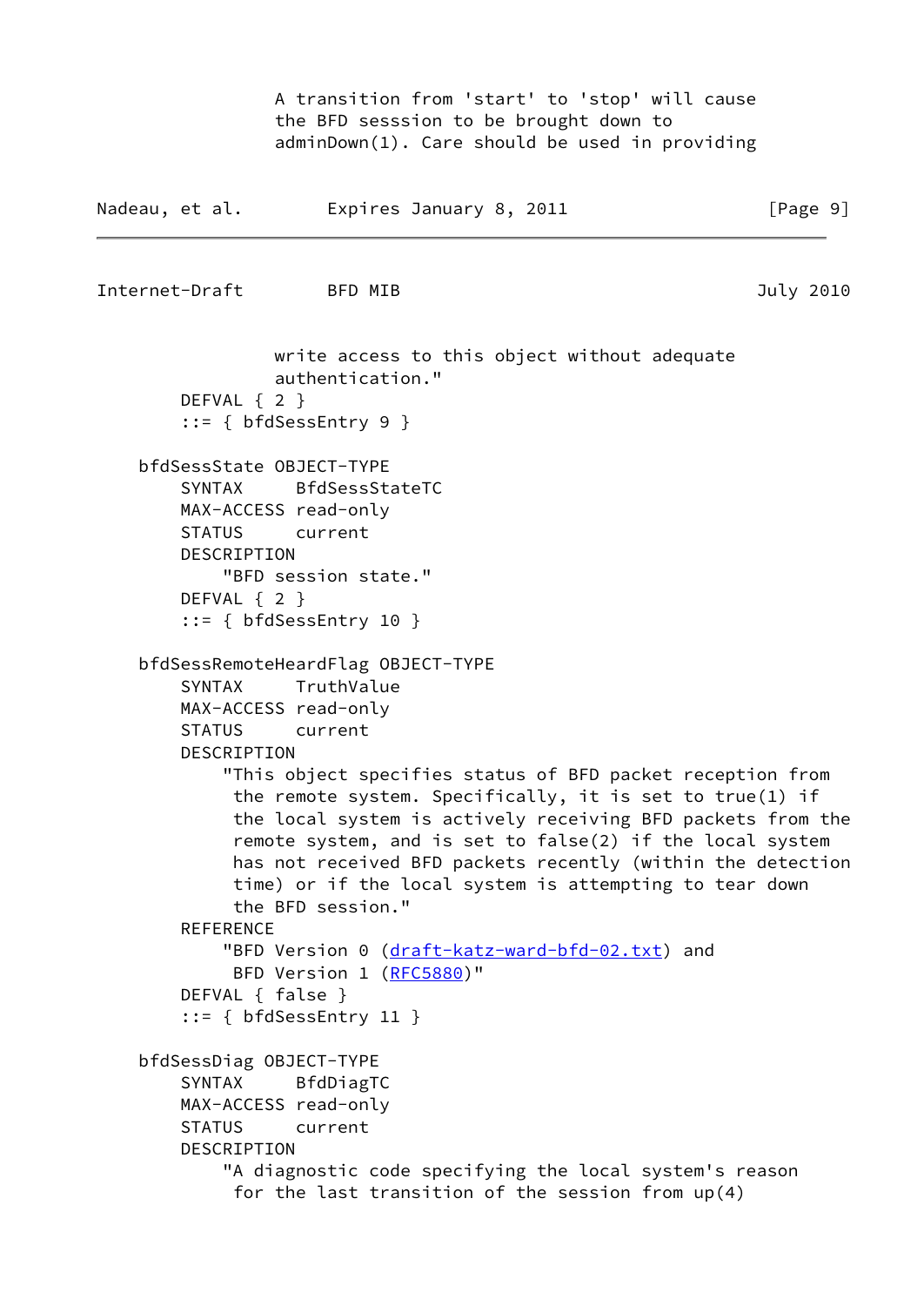```
                A transition from 'start' to 'stop' will cause
                the BFD sesssion to be brought down to
                adminDown(1). Care should be used in providing
                write access to this object without adequate
                authentication."
        DEFVAL { 2 }
        ::= { bfdSessEntry 9 }

    bfdSessState OBJECT-TYPE
        SYNTAX     BfdSessStateTC
        MAX-ACCESS read-only
        STATUS     current
        DESCRIPTION
            "BFD session state."
        DEFVAL { 2 }
        ::= { bfdSessEntry 10 }

    bfdSessRemoteHeardFlag OBJECT-TYPE
        SYNTAX     TruthValue
        MAX-ACCESS read-only
        STATUS     current
        DESCRIPTION
            "This object specifies status of BFD packet reception from
             the remote system. Specifically, it is set to true(1) if
             the local system is actively receiving BFD packets from the
             remote system, and is set to false(2) if the local system
             has not received BFD packets recently (within the detection
             time) or if the local system is attempting to tear down
             the BFD session."
        REFERENCE
            "BFD Version 0 (draft-katz-ward-bfd-02.txt) and
             BFD Version 1 (RFC5880)"
        DEFVAL { false }
        ::= { bfdSessEntry 11 }

    bfdSessDiag OBJECT-TYPE
        SYNTAX     BfdDiagTC
        MAX-ACCESS read-only
        STATUS     current
        DESCRIPTION
            "A diagnostic code specifying the local system's reason
             for the last transition of the session from up(4)
```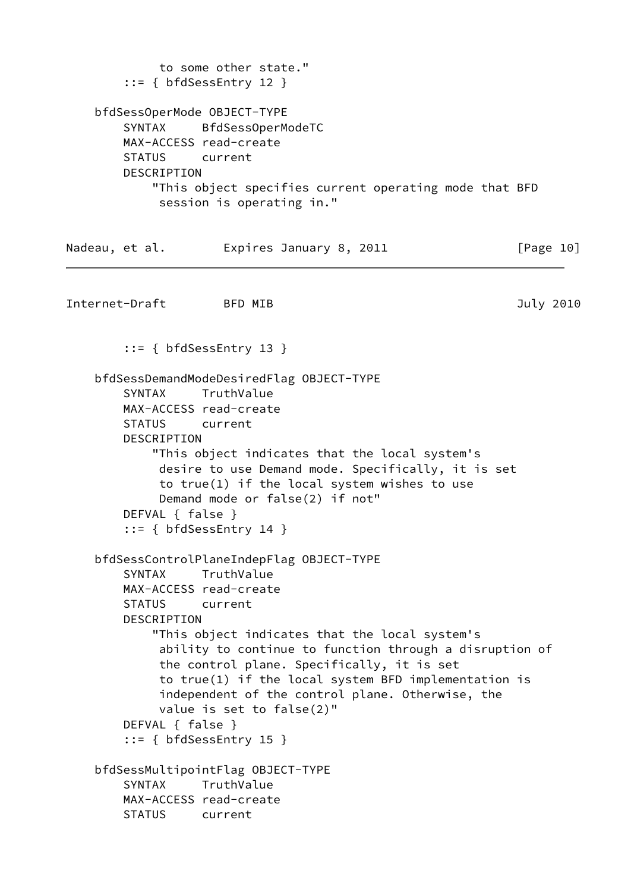```
             to some other state."
        ::= { bfdSessEntry 12 }

    bfdSessOperMode OBJECT-TYPE
        SYNTAX     BfdSessOperModeTC
        MAX-ACCESS read-create
        STATUS     current
        DESCRIPTION
            "This object specifies current operating mode that BFD
             session is operating in."
        ::= { bfdSessEntry 13 }

    bfdSessDemandModeDesiredFlag OBJECT-TYPE
        SYNTAX     TruthValue
        MAX-ACCESS read-create
        STATUS     current
        DESCRIPTION
            "This object indicates that the local system's
             desire to use Demand mode. Specifically, it is set
             to true(1) if the local system wishes to use
             Demand mode or false(2) if not"
        DEFVAL { false }
        ::= { bfdSessEntry 14 }

    bfdSessControlPlaneIndepFlag OBJECT-TYPE
        SYNTAX     TruthValue
        MAX-ACCESS read-create
        STATUS     current
        DESCRIPTION
            "This object indicates that the local system's
             ability to continue to function through a disruption of
             the control plane. Specifically, it is set
             to true(1) if the local system BFD implementation is
             independent of the control plane. Otherwise, the
             value is set to false(2)"
        DEFVAL { false }
        ::= { bfdSessEntry 15 }

    bfdSessMultipointFlag OBJECT-TYPE
        SYNTAX     TruthValue
        MAX-ACCESS read-create
        STATUS     current
```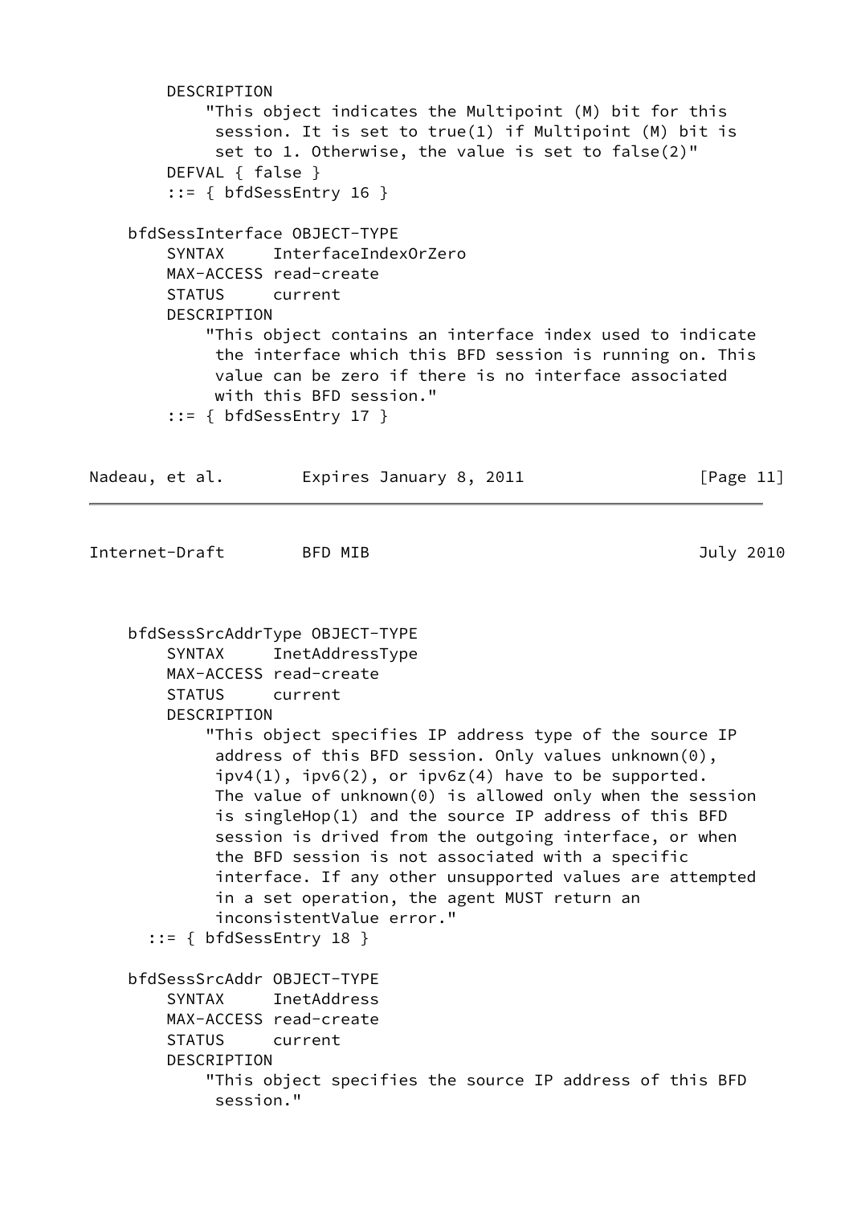```
        DESCRIPTION
            "This object indicates the Multipoint (M) bit for this
             session. It is set to true(1) if Multipoint (M) bit is
             set to 1. Otherwise, the value is set to false(2)"
        DEFVAL { false }
        ::= { bfdSessEntry 16 }

    bfdSessInterface OBJECT-TYPE
        SYNTAX     InterfaceIndexOrZero
        MAX-ACCESS read-create
        STATUS     current
        DESCRIPTION
            "This object contains an interface index used to indicate
             the interface which this BFD session is running on. This
             value can be zero if there is no interface associated
             with this BFD session."
        ::= { bfdSessEntry 17 }

    bfdSessSrcAddrType OBJECT-TYPE
        SYNTAX     InetAddressType
        MAX-ACCESS read-create
        STATUS     current
        DESCRIPTION
            "This object specifies IP address type of the source IP
             address of this BFD session. Only values unknown(0),
             ipv4(1), ipv6(2), or ipv6z(4) have to be supported.
             The value of unknown(0) is allowed only when the session
             is singleHop(1) and the source IP address of this BFD
             session is drived from the outgoing interface, or when
             the BFD session is not associated with a specific
             interface. If any other unsupported values are attempted
             in a set operation, the agent MUST return an
             inconsistentValue error."
      ::= { bfdSessEntry 18 }

    bfdSessSrcAddr OBJECT-TYPE
        SYNTAX     InetAddress
        MAX-ACCESS read-create
        STATUS     current
        DESCRIPTION
            "This object specifies the source IP address of this BFD
             session."
```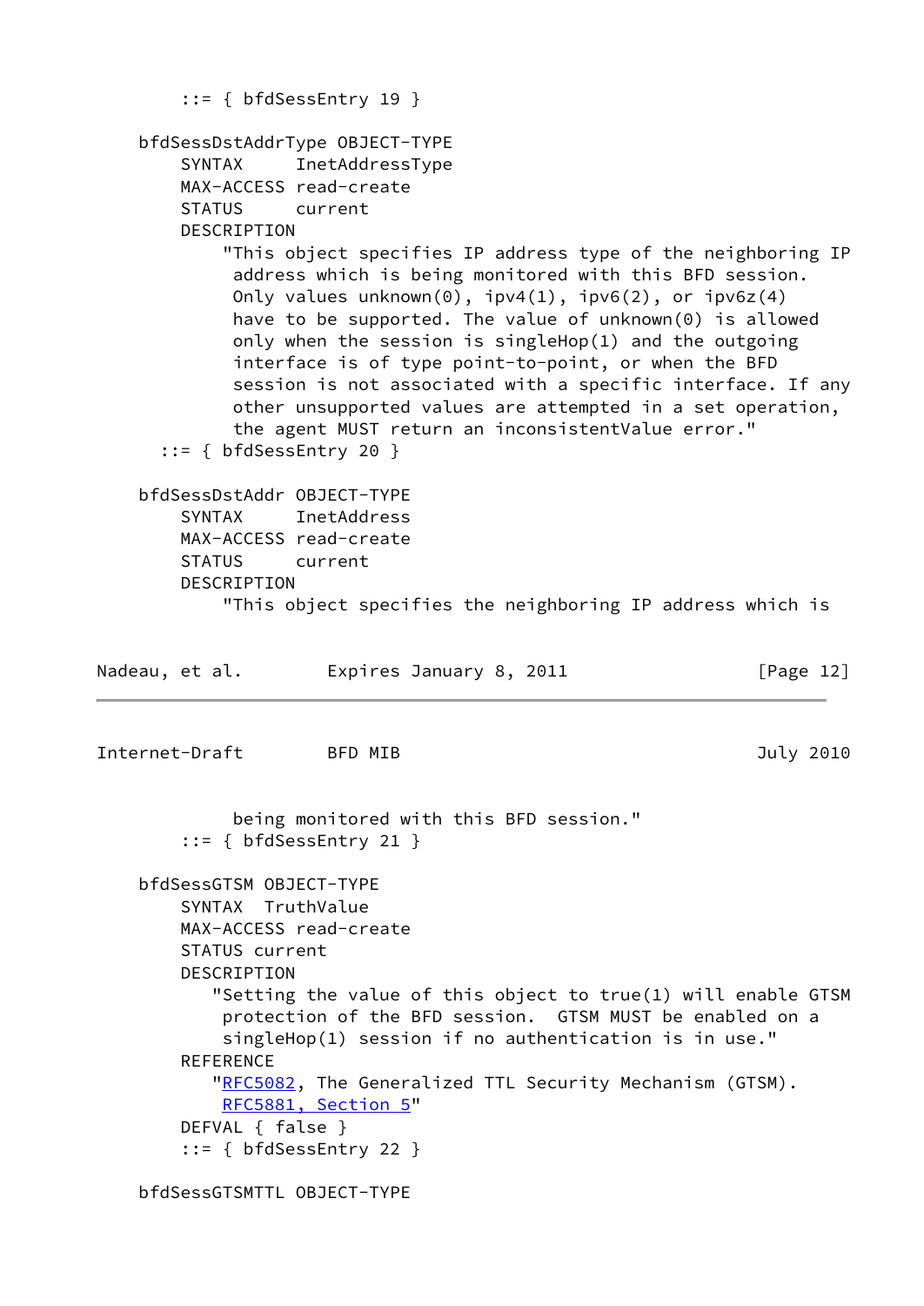```
        ::= { bfdSessEntry 19 }

    bfdSessDstAddrType OBJECT-TYPE
        SYNTAX     InetAddressType
        MAX-ACCESS read-create
        STATUS     current
        DESCRIPTION
            "This object specifies IP address type of the neighboring IP
             address which is being monitored with this BFD session.
             Only values unknown(0), ipv4(1), ipv6(2), or ipv6z(4)
             have to be supported. The value of unknown(0) is allowed
             only when the session is singleHop(1) and the outgoing
             interface is of type point-to-point, or when the BFD
             session is not associated with a specific interface. If any
             other unsupported values are attempted in a set operation,
             the agent MUST return an inconsistentValue error."
      ::= { bfdSessEntry 20 }

    bfdSessDstAddr OBJECT-TYPE
        SYNTAX     InetAddress
        MAX-ACCESS read-create
        STATUS     current
        DESCRIPTION
            "This object specifies the neighboring IP address which is
             being monitored with this BFD session."
        ::= { bfdSessEntry 21 }

    bfdSessGTSM OBJECT-TYPE
        SYNTAX  TruthValue
        MAX-ACCESS read-create
        STATUS current
        DESCRIPTION
           "Setting the value of this object to true(1) will enable GTSM
            protection of the BFD session.  GTSM MUST be enabled on a
            singleHop(1) session if no authentication is in use."
        REFERENCE
           "RFC5082, The Generalized TTL Security Mechanism (GTSM).
            RFC5881, Section 5"
        DEFVAL { false }
        ::= { bfdSessEntry 22 }

    bfdSessGTSMTTL OBJECT-TYPE
```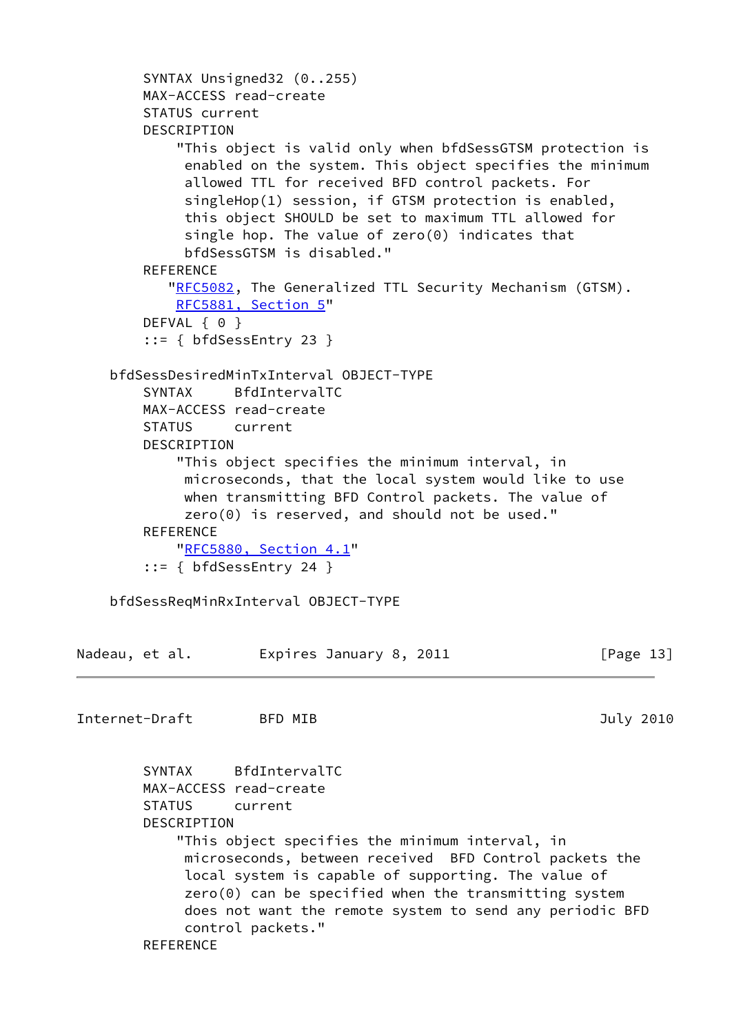```
        SYNTAX Unsigned32 (0..255)
        MAX-ACCESS read-create
        STATUS current
        DESCRIPTION
            "This object is valid only when bfdSessGTSM protection is
             enabled on the system. This object specifies the minimum
             allowed TTL for received BFD control packets. For
             singleHop(1) session, if GTSM protection is enabled,
             this object SHOULD be set to maximum TTL allowed for
             single hop. The value of zero(0) indicates that
             bfdSessGTSM is disabled."
        REFERENCE
           "RFC5082, The Generalized TTL Security Mechanism (GTSM).
            RFC5881, Section 5"
        DEFVAL { 0 }
        ::= { bfdSessEntry 23 }

    bfdSessDesiredMinTxInterval OBJECT-TYPE
        SYNTAX     BfdIntervalTC
        MAX-ACCESS read-create
        STATUS     current
        DESCRIPTION
            "This object specifies the minimum interval, in
             microseconds, that the local system would like to use
             when transmitting BFD Control packets. The value of
             zero(0) is reserved, and should not be used."
        REFERENCE
            "RFC5880, Section 4.1"
        ::= { bfdSessEntry 24 }

    bfdSessReqMinRxInterval OBJECT-TYPE
        SYNTAX     BfdIntervalTC
        MAX-ACCESS read-create
        STATUS     current
        DESCRIPTION
            "This object specifies the minimum interval, in
             microseconds, between received  BFD Control packets the
             local system is capable of supporting. The value of
             zero(0) can be specified when the transmitting system
             does not want the remote system to send any periodic BFD
             control packets."
        REFERENCE
```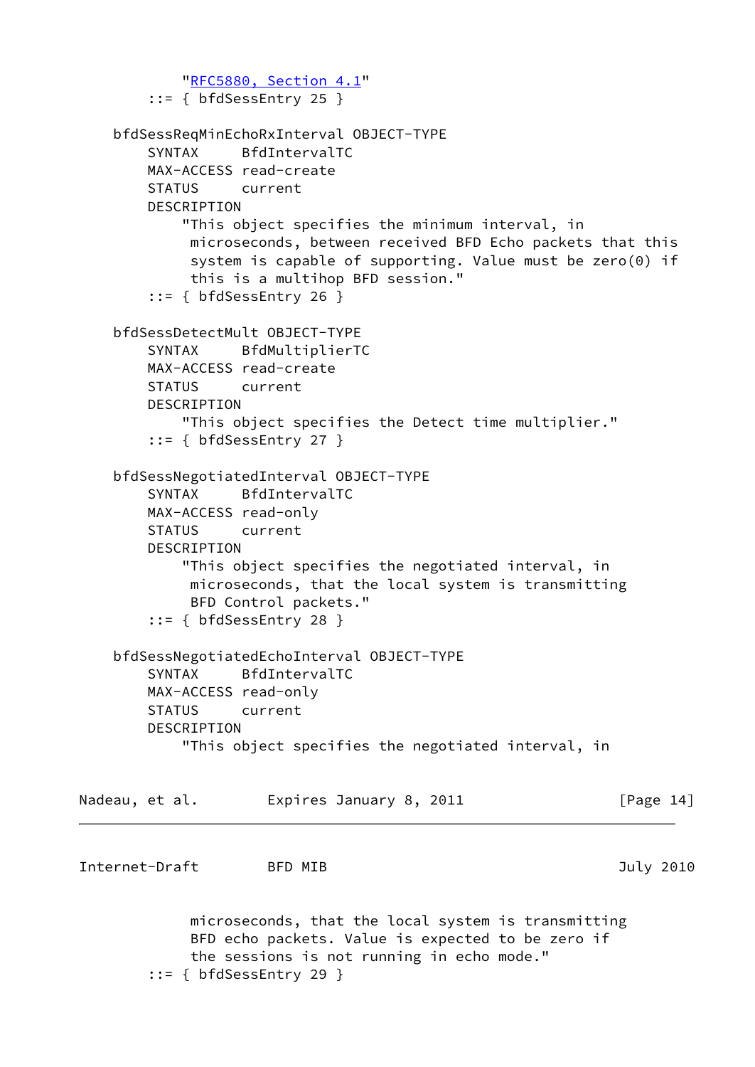```
            "RFC5880, Section 4.1"
        ::= { bfdSessEntry 25 }

    bfdSessReqMinEchoRxInterval OBJECT-TYPE
        SYNTAX     BfdIntervalTC
        MAX-ACCESS read-create
        STATUS     current
        DESCRIPTION
            "This object specifies the minimum interval, in
             microseconds, between received BFD Echo packets that this
             system is capable of supporting. Value must be zero(0) if
             this is a multihop BFD session."
        ::= { bfdSessEntry 26 }

    bfdSessDetectMult OBJECT-TYPE
        SYNTAX     BfdMultiplierTC
        MAX-ACCESS read-create
        STATUS     current
        DESCRIPTION
            "This object specifies the Detect time multiplier."
        ::= { bfdSessEntry 27 }

    bfdSessNegotiatedInterval OBJECT-TYPE
        SYNTAX     BfdIntervalTC
        MAX-ACCESS read-only
        STATUS     current
        DESCRIPTION
            "This object specifies the negotiated interval, in
             microseconds, that the local system is transmitting
             BFD Control packets."
        ::= { bfdSessEntry 28 }

    bfdSessNegotiatedEchoInterval OBJECT-TYPE
        SYNTAX     BfdIntervalTC
        MAX-ACCESS read-only
        STATUS     current
        DESCRIPTION
            "This object specifies the negotiated interval, in
             microseconds, that the local system is transmitting
             BFD echo packets. Value is expected to be zero if
             the sessions is not running in echo mode."
        ::= { bfdSessEntry 29 }
```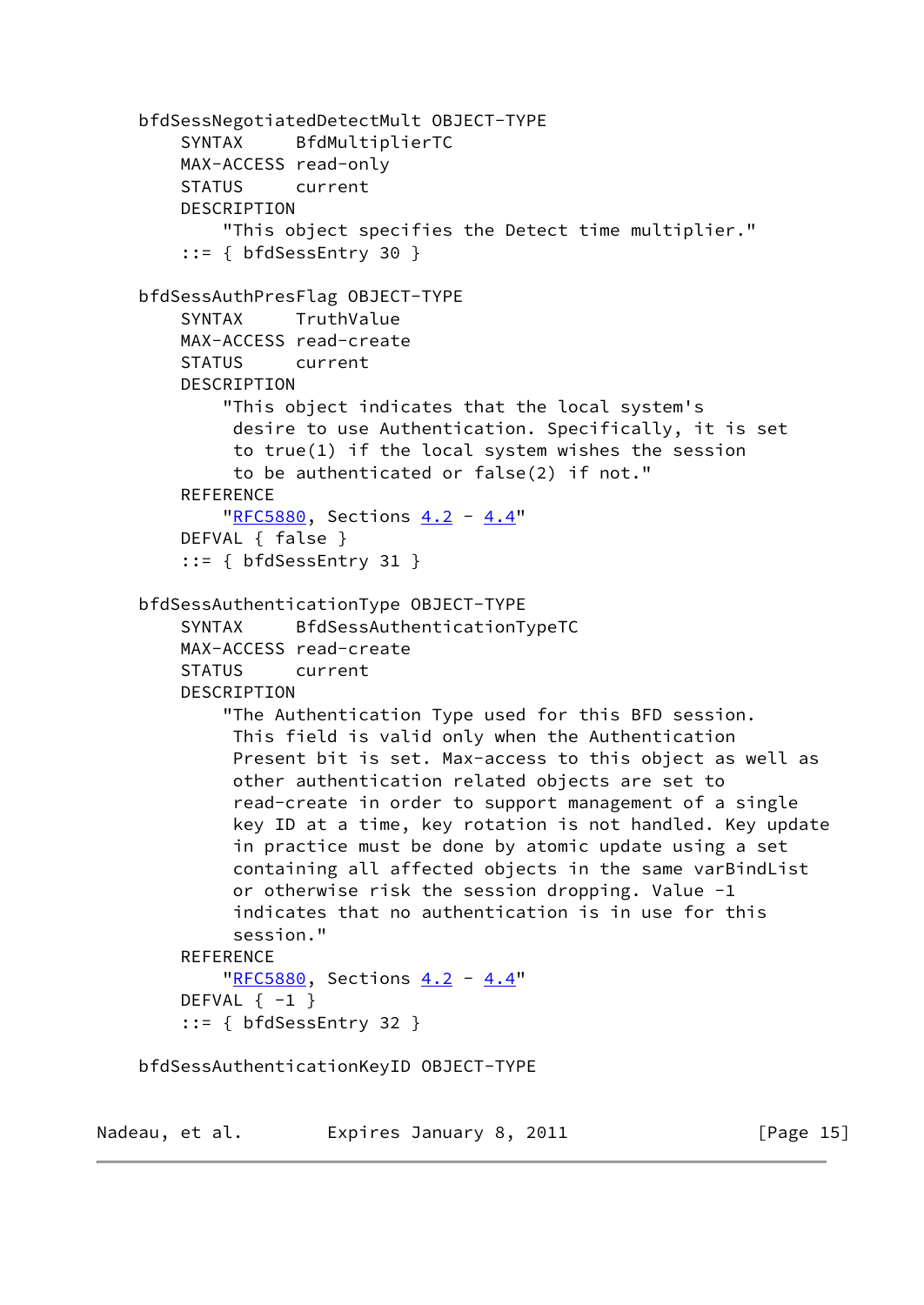```
   bfdSessNegotiatedDetectMult OBJECT-TYPE
       SYNTAX     BfdMultiplierTC
       MAX-ACCESS read-only
       STATUS     current
       DESCRIPTION
           "This object specifies the Detect time multiplier."
       ::= { bfdSessEntry 30 }

   bfdSessAuthPresFlag OBJECT-TYPE
       SYNTAX     TruthValue
       MAX-ACCESS read-create
       STATUS     current
       DESCRIPTION
           "This object indicates that the local system's
            desire to use Authentication. Specifically, it is set
            to true(1) if the local system wishes the session
            to be authenticated or false(2) if not."
       REFERENCE
           "RFC5880, Sections 4.2 - 4.4"
       DEFVAL { false }
       ::= { bfdSessEntry 31 }

   bfdSessAuthenticationType OBJECT-TYPE
       SYNTAX     BfdSessAuthenticationTypeTC
       MAX-ACCESS read-create
       STATUS     current
       DESCRIPTION
           "The Authentication Type used for this BFD session.
            This field is valid only when the Authentication
            Present bit is set. Max-access to this object as well as
            other authentication related objects are set to
            read-create in order to support management of a single
            key ID at a time, key rotation is not handled. Key update
            in practice must be done by atomic update using a set
            containing all affected objects in the same varBindList
            or otherwise risk the session dropping. Value -1
            indicates that no authentication is in use for this
            session."
       REFERENCE
           "RFC5880, Sections 4.2 - 4.4"
       DEFVAL { -1 }
       ::= { bfdSessEntry 32 }

   bfdSessAuthenticationKeyID OBJECT-TYPE
```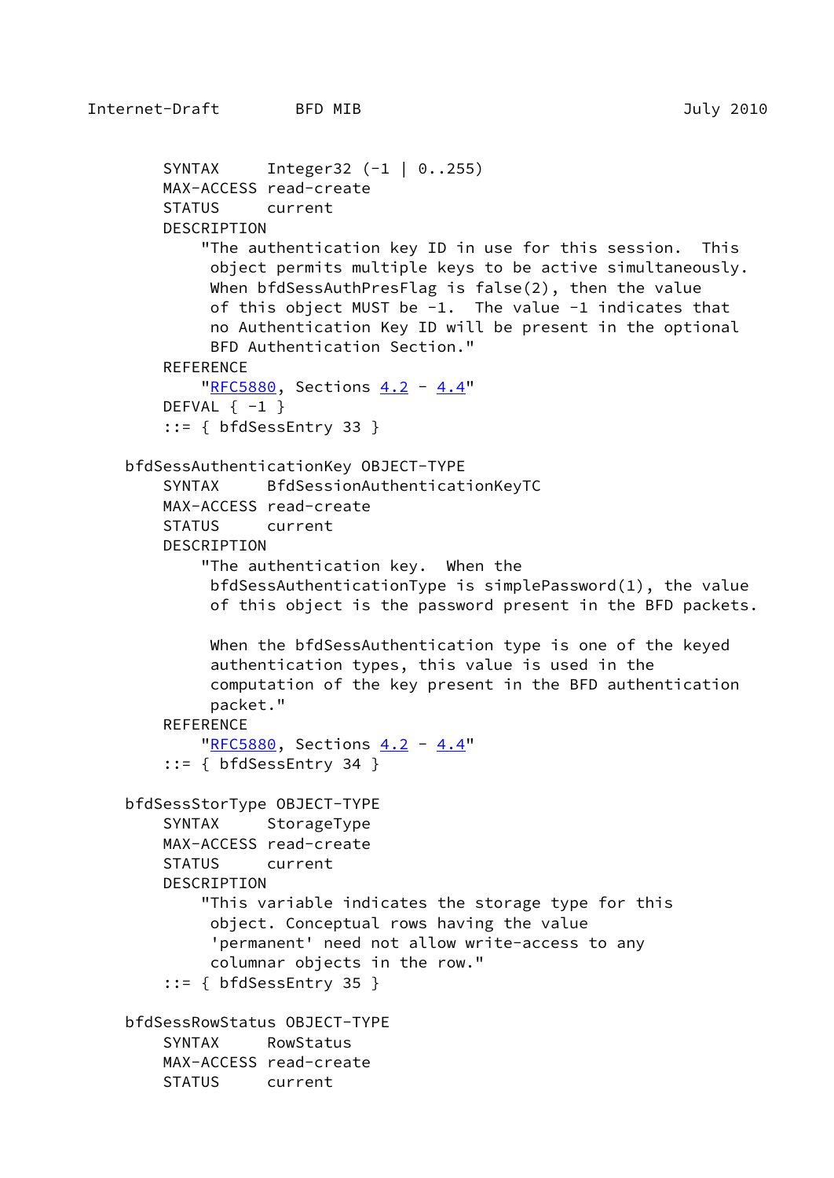```
        SYNTAX     Integer32 (-1 | 0..255)
        MAX-ACCESS read-create
        STATUS     current
        DESCRIPTION
            "The authentication key ID in use for this session.  This
             object permits multiple keys to be active simultaneously.
             When bfdSessAuthPresFlag is false(2), then the value
             of this object MUST be -1.  The value -1 indicates that
             no Authentication Key ID will be present in the optional
             BFD Authentication Section."
        REFERENCE
            "RFC5880, Sections 4.2 - 4.4"
        DEFVAL { -1 }
        ::= { bfdSessEntry 33 }

    bfdSessAuthenticationKey OBJECT-TYPE
        SYNTAX     BfdSessionAuthenticationKeyTC
        MAX-ACCESS read-create
        STATUS     current
        DESCRIPTION
            "The authentication key.  When the
             bfdSessAuthenticationType is simplePassword(1), the value
             of this object is the password present in the BFD packets.

             When the bfdSessAuthentication type is one of the keyed
             authentication types, this value is used in the
             computation of the key present in the BFD authentication
             packet."
        REFERENCE
            "RFC5880, Sections 4.2 - 4.4"
        ::= { bfdSessEntry 34 }

    bfdSessStorType OBJECT-TYPE
        SYNTAX     StorageType
        MAX-ACCESS read-create
        STATUS     current
        DESCRIPTION
            "This variable indicates the storage type for this
             object. Conceptual rows having the value
             'permanent' need not allow write-access to any
             columnar objects in the row."
        ::= { bfdSessEntry 35 }

    bfdSessRowStatus OBJECT-TYPE
        SYNTAX     RowStatus
        MAX-ACCESS read-create
        STATUS     current
```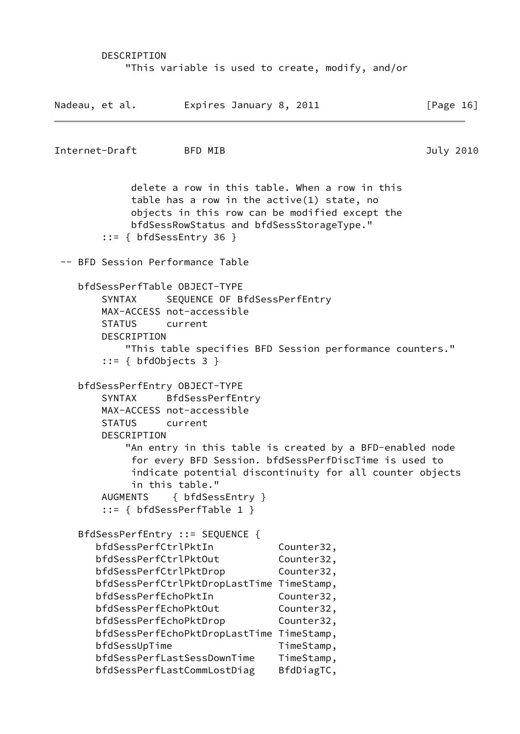```
        DESCRIPTION
            "This variable is used to create, modify, and/or
             delete a row in this table. When a row in this
             table has a row in the active(1) state, no
             objects in this row can be modified except the
             bfdSessRowStatus and bfdSessStorageType."
        ::= { bfdSessEntry 36 }

 -- BFD Session Performance Table

    bfdSessPerfTable OBJECT-TYPE
        SYNTAX     SEQUENCE OF BfdSessPerfEntry
        MAX-ACCESS not-accessible
        STATUS     current
        DESCRIPTION
            "This table specifies BFD Session performance counters."
        ::= { bfdObjects 3 }

    bfdSessPerfEntry OBJECT-TYPE
        SYNTAX     BfdSessPerfEntry
        MAX-ACCESS not-accessible
        STATUS     current
        DESCRIPTION
            "An entry in this table is created by a BFD-enabled node
             for every BFD Session. bfdSessPerfDiscTime is used to
             indicate potential discontinuity for all counter objects
             in this table."
        AUGMENTS    { bfdSessEntry }
        ::= { bfdSessPerfTable 1 }

    BfdSessPerfEntry ::= SEQUENCE {
       bfdSessPerfCtrlPktIn           Counter32,
       bfdSessPerfCtrlPktOut          Counter32,
       bfdSessPerfCtrlPktDrop         Counter32,
       bfdSessPerfCtrlPktDropLastTime TimeStamp,
       bfdSessPerfEchoPktIn           Counter32,
       bfdSessPerfEchoPktOut          Counter32,
       bfdSessPerfEchoPktDrop         Counter32,
       bfdSessPerfEchoPktDropLastTime TimeStamp,
       bfdSessUpTime                  TimeStamp,
       bfdSessPerfLastSessDownTime    TimeStamp,
       bfdSessPerfLastCommLostDiag    BfdDiagTC,
```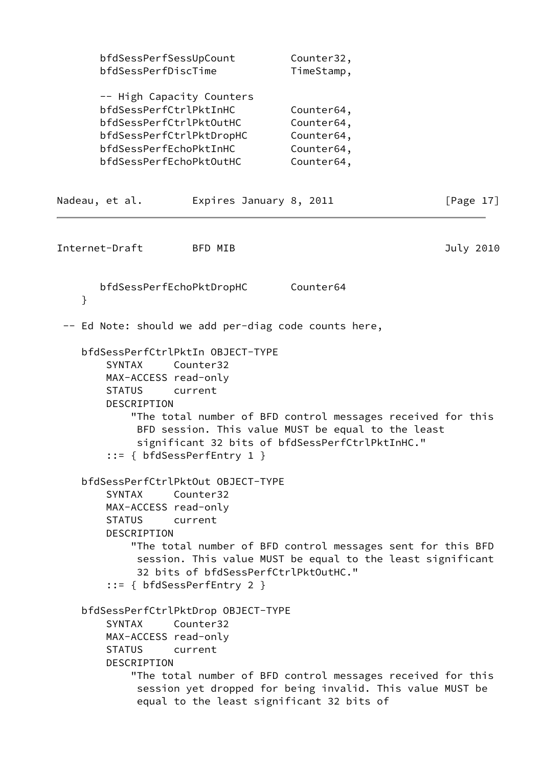```
       bfdSessPerfSessUpCount         Counter32,
       bfdSessPerfDiscTime            TimeStamp,

       -- High Capacity Counters
       bfdSessPerfCtrlPktInHC         Counter64,
       bfdSessPerfCtrlPktOutHC        Counter64,
       bfdSessPerfCtrlPktDropHC       Counter64,
       bfdSessPerfEchoPktInHC         Counter64,
       bfdSessPerfEchoPktOutHC        Counter64,
```

```
       bfdSessPerfEchoPktDropHC       Counter64
    }

 -- Ed Note: should we add per-diag code counts here,

    bfdSessPerfCtrlPktIn OBJECT-TYPE
        SYNTAX     Counter32
        MAX-ACCESS read-only
        STATUS     current
        DESCRIPTION
            "The total number of BFD control messages received for this
             BFD session. This value MUST be equal to the least
             significant 32 bits of bfdSessPerfCtrlPktInHC."
        ::= { bfdSessPerfEntry 1 }

    bfdSessPerfCtrlPktOut OBJECT-TYPE
        SYNTAX     Counter32
        MAX-ACCESS read-only
        STATUS     current
        DESCRIPTION
            "The total number of BFD control messages sent for this BFD
             session. This value MUST be equal to the least significant
             32 bits of bfdSessPerfCtrlPktOutHC."
        ::= { bfdSessPerfEntry 2 }

    bfdSessPerfCtrlPktDrop OBJECT-TYPE
        SYNTAX     Counter32
        MAX-ACCESS read-only
        STATUS     current
        DESCRIPTION
            "The total number of BFD control messages received for this
             session yet dropped for being invalid. This value MUST be
             equal to the least significant 32 bits of
```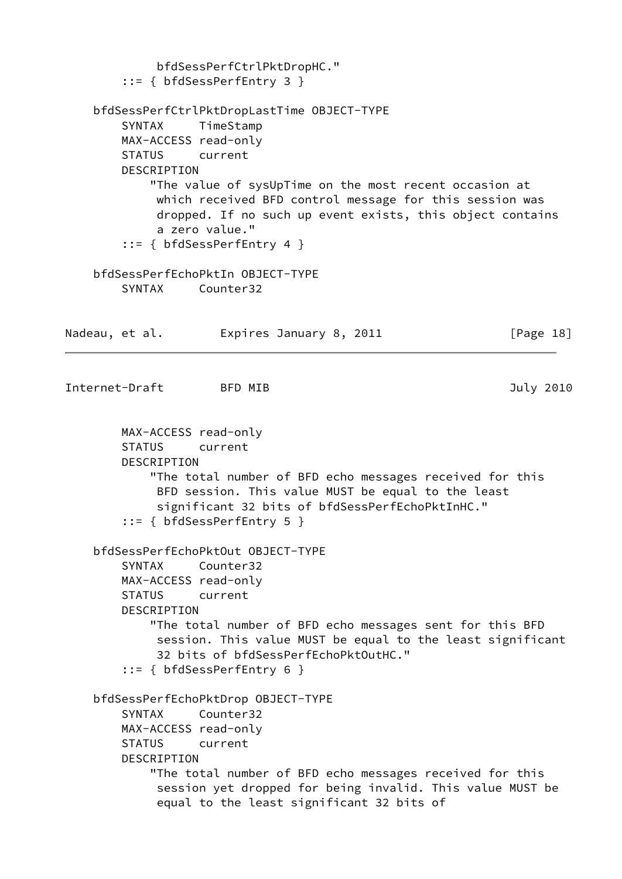```
            bfdSessPerfCtrlPktDropHC."
        ::= { bfdSessPerfEntry 3 }

    bfdSessPerfCtrlPktDropLastTime OBJECT-TYPE
        SYNTAX     TimeStamp
        MAX-ACCESS read-only
        STATUS     current
        DESCRIPTION
            "The value of sysUpTime on the most recent occasion at
             which received BFD control message for this session was
             dropped. If no such up event exists, this object contains
             a zero value."
        ::= { bfdSessPerfEntry 4 }

    bfdSessPerfEchoPktIn OBJECT-TYPE
        SYNTAX     Counter32
        MAX-ACCESS read-only
        STATUS     current
        DESCRIPTION
            "The total number of BFD echo messages received for this
             BFD session. This value MUST be equal to the least
             significant 32 bits of bfdSessPerfEchoPktInHC."
        ::= { bfdSessPerfEntry 5 }

    bfdSessPerfEchoPktOut OBJECT-TYPE
        SYNTAX     Counter32
        MAX-ACCESS read-only
        STATUS     current
        DESCRIPTION
            "The total number of BFD echo messages sent for this BFD
             session. This value MUST be equal to the least significant
             32 bits of bfdSessPerfEchoPktOutHC."
        ::= { bfdSessPerfEntry 6 }

    bfdSessPerfEchoPktDrop OBJECT-TYPE
        SYNTAX     Counter32
        MAX-ACCESS read-only
        STATUS     current
        DESCRIPTION
            "The total number of BFD echo messages received for this
             session yet dropped for being invalid. This value MUST be
             equal to the least significant 32 bits of
```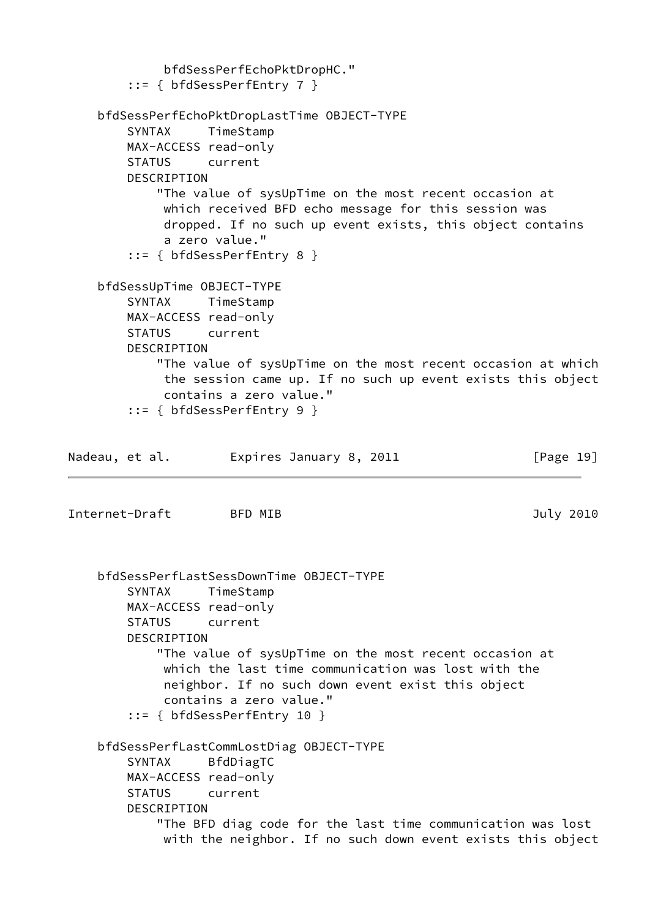```
            bfdSessPerfEchoPktDropHC."
        ::= { bfdSessPerfEntry 7 }

    bfdSessPerfEchoPktDropLastTime OBJECT-TYPE
        SYNTAX     TimeStamp
        MAX-ACCESS read-only
        STATUS     current
        DESCRIPTION
            "The value of sysUpTime on the most recent occasion at
             which received BFD echo message for this session was
             dropped. If no such up event exists, this object contains
             a zero value."
        ::= { bfdSessPerfEntry 8 }

    bfdSessUpTime OBJECT-TYPE
        SYNTAX     TimeStamp
        MAX-ACCESS read-only
        STATUS     current
        DESCRIPTION
            "The value of sysUpTime on the most recent occasion at which
             the session came up. If no such up event exists this object
             contains a zero value."
        ::= { bfdSessPerfEntry 9 }
```

```
    bfdSessPerfLastSessDownTime OBJECT-TYPE
        SYNTAX     TimeStamp
        MAX-ACCESS read-only
        STATUS     current
        DESCRIPTION
            "The value of sysUpTime on the most recent occasion at
             which the last time communication was lost with the
             neighbor. If no such down event exist this object
             contains a zero value."
        ::= { bfdSessPerfEntry 10 }

    bfdSessPerfLastCommLostDiag OBJECT-TYPE
        SYNTAX     BfdDiagTC
        MAX-ACCESS read-only
        STATUS     current
        DESCRIPTION
            "The BFD diag code for the last time communication was lost
             with the neighbor. If no such down event exists this object
```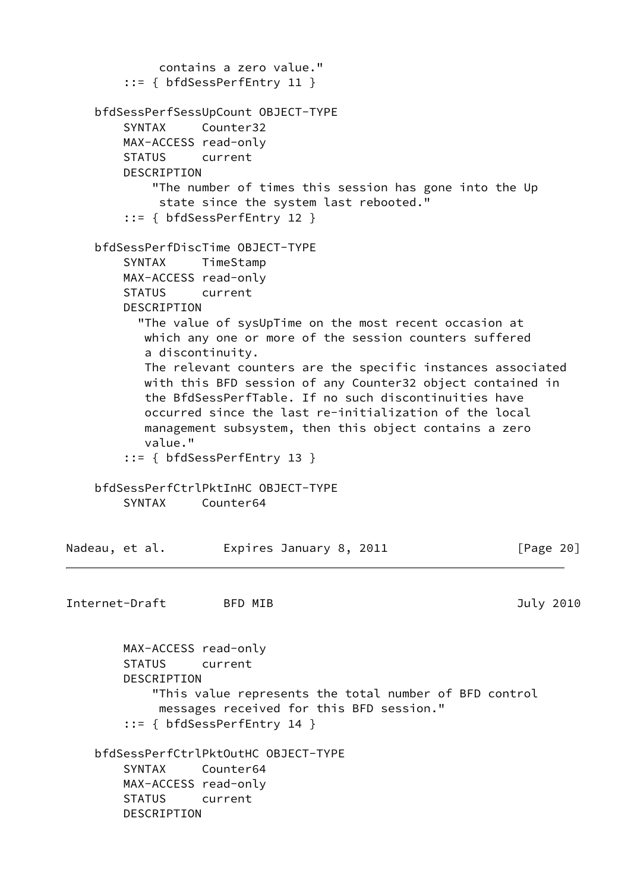```
            contains a zero value."
        ::= { bfdSessPerfEntry 11 }

    bfdSessPerfSessUpCount OBJECT-TYPE
        SYNTAX     Counter32
        MAX-ACCESS read-only
        STATUS     current
        DESCRIPTION
            "The number of times this session has gone into the Up
             state since the system last rebooted."
        ::= { bfdSessPerfEntry 12 }

    bfdSessPerfDiscTime OBJECT-TYPE
        SYNTAX     TimeStamp
        MAX-ACCESS read-only
        STATUS     current
        DESCRIPTION
          "The value of sysUpTime on the most recent occasion at
           which any one or more of the session counters suffered
           a discontinuity.
           The relevant counters are the specific instances associated
           with this BFD session of any Counter32 object contained in
           the BfdSessPerfTable. If no such discontinuities have
           occurred since the last re-initialization of the local
           management subsystem, then this object contains a zero
           value."
        ::= { bfdSessPerfEntry 13 }

    bfdSessPerfCtrlPktInHC OBJECT-TYPE
        SYNTAX     Counter64
        MAX-ACCESS read-only
        STATUS     current
        DESCRIPTION
            "This value represents the total number of BFD control
             messages received for this BFD session."
        ::= { bfdSessPerfEntry 14 }

    bfdSessPerfCtrlPktOutHC OBJECT-TYPE
        SYNTAX     Counter64
        MAX-ACCESS read-only
        STATUS     current
        DESCRIPTION
```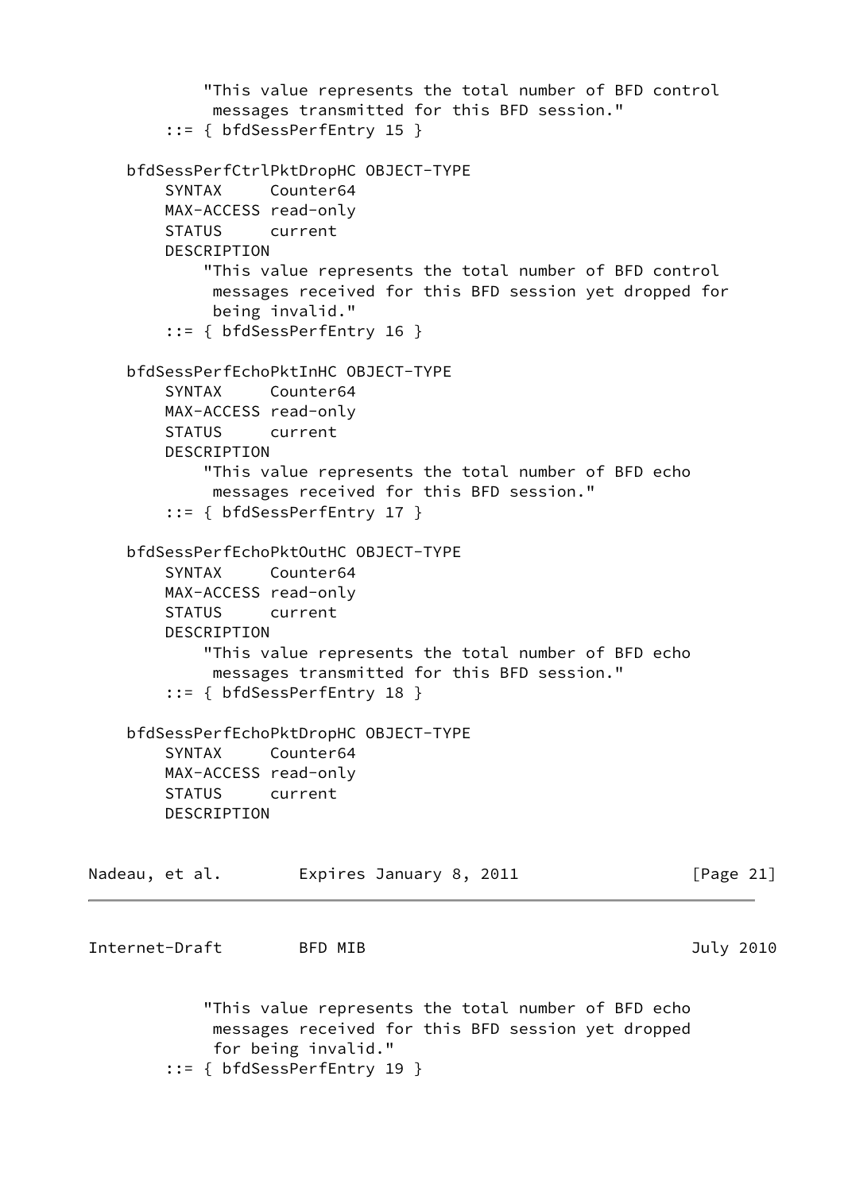```
            "This value represents the total number of BFD control
             messages transmitted for this BFD session."
        ::= { bfdSessPerfEntry 15 }

    bfdSessPerfCtrlPktDropHC OBJECT-TYPE
        SYNTAX     Counter64
        MAX-ACCESS read-only
        STATUS     current
        DESCRIPTION
            "This value represents the total number of BFD control
             messages received for this BFD session yet dropped for
             being invalid."
        ::= { bfdSessPerfEntry 16 }

    bfdSessPerfEchoPktInHC OBJECT-TYPE
        SYNTAX     Counter64
        MAX-ACCESS read-only
        STATUS     current
        DESCRIPTION
            "This value represents the total number of BFD echo
             messages received for this BFD session."
        ::= { bfdSessPerfEntry 17 }

    bfdSessPerfEchoPktOutHC OBJECT-TYPE
        SYNTAX     Counter64
        MAX-ACCESS read-only
        STATUS     current
        DESCRIPTION
            "This value represents the total number of BFD echo
             messages transmitted for this BFD session."
        ::= { bfdSessPerfEntry 18 }

    bfdSessPerfEchoPktDropHC OBJECT-TYPE
        SYNTAX     Counter64
        MAX-ACCESS read-only
        STATUS     current
        DESCRIPTION
            "This value represents the total number of BFD echo
             messages received for this BFD session yet dropped
             for being invalid."
        ::= { bfdSessPerfEntry 19 }
```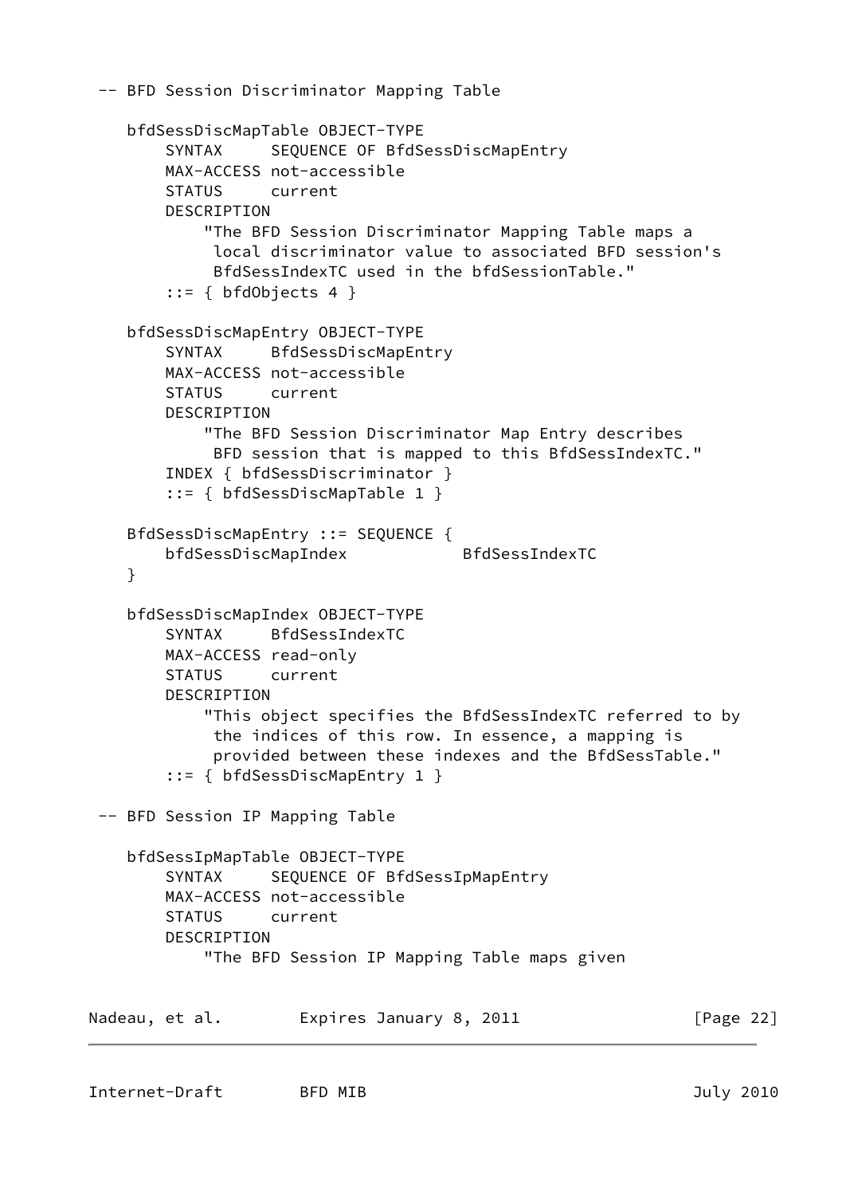```
 -- BFD Session Discriminator Mapping Table

    bfdSessDiscMapTable OBJECT-TYPE
        SYNTAX     SEQUENCE OF BfdSessDiscMapEntry
        MAX-ACCESS not-accessible
        STATUS     current
        DESCRIPTION
            "The BFD Session Discriminator Mapping Table maps a
             local discriminator value to associated BFD session's
             BfdSessIndexTC used in the bfdSessionTable."
        ::= { bfdObjects 4 }

    bfdSessDiscMapEntry OBJECT-TYPE
        SYNTAX     BfdSessDiscMapEntry
        MAX-ACCESS not-accessible
        STATUS     current
        DESCRIPTION
            "The BFD Session Discriminator Map Entry describes
             BFD session that is mapped to this BfdSessIndexTC."
        INDEX { bfdSessDiscriminator }
        ::= { bfdSessDiscMapTable 1 }

    BfdSessDiscMapEntry ::= SEQUENCE {
        bfdSessDiscMapIndex            BfdSessIndexTC
    }

    bfdSessDiscMapIndex OBJECT-TYPE
        SYNTAX     BfdSessIndexTC
        MAX-ACCESS read-only
        STATUS     current
        DESCRIPTION
            "This object specifies the BfdSessIndexTC referred to by
             the indices of this row. In essence, a mapping is
             provided between these indexes and the BfdSessTable."
        ::= { bfdSessDiscMapEntry 1 }

 -- BFD Session IP Mapping Table

    bfdSessIpMapTable OBJECT-TYPE
        SYNTAX     SEQUENCE OF BfdSessIpMapEntry
        MAX-ACCESS not-accessible
        STATUS     current
        DESCRIPTION
            "The BFD Session IP Mapping Table maps given
```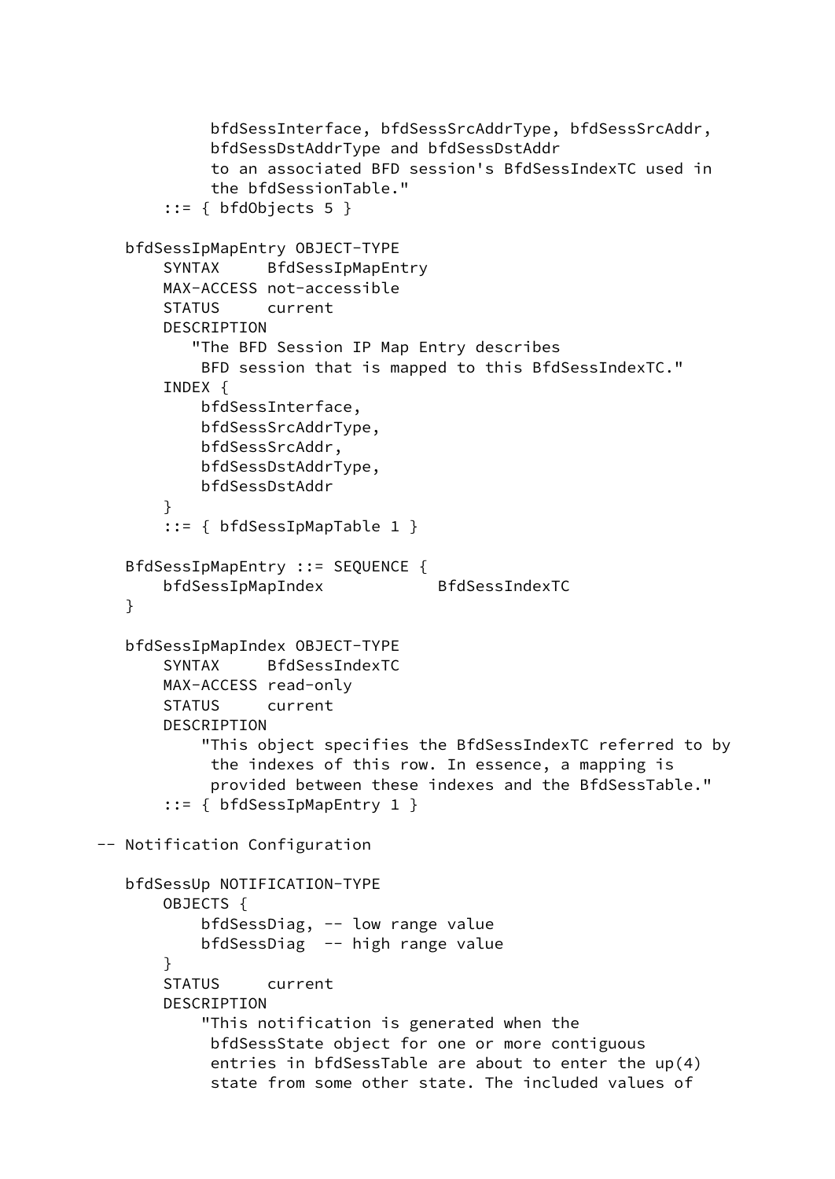```
            bfdSessInterface, bfdSessSrcAddrType, bfdSessSrcAddr,
            bfdSessDstAddrType and bfdSessDstAddr
            to an associated BFD session's BfdSessIndexTC used in
            the bfdSessionTable."
        ::= { bfdObjects 5 }

    bfdSessIpMapEntry OBJECT-TYPE
        SYNTAX     BfdSessIpMapEntry
        MAX-ACCESS not-accessible
        STATUS     current
        DESCRIPTION
           "The BFD Session IP Map Entry describes
            BFD session that is mapped to this BfdSessIndexTC."
        INDEX {
            bfdSessInterface,
            bfdSessSrcAddrType,
            bfdSessSrcAddr,
            bfdSessDstAddrType,
            bfdSessDstAddr
        }
        ::= { bfdSessIpMapTable 1 }

    BfdSessIpMapEntry ::= SEQUENCE {
        bfdSessIpMapIndex            BfdSessIndexTC
    }

    bfdSessIpMapIndex OBJECT-TYPE
        SYNTAX     BfdSessIndexTC
        MAX-ACCESS read-only
        STATUS     current
        DESCRIPTION
            "This object specifies the BfdSessIndexTC referred to by
             the indexes of this row. In essence, a mapping is
             provided between these indexes and the BfdSessTable."
        ::= { bfdSessIpMapEntry 1 }

 -- Notification Configuration

    bfdSessUp NOTIFICATION-TYPE
        OBJECTS {
            bfdSessDiag, -- low range value
            bfdSessDiag  -- high range value
        }
        STATUS     current
        DESCRIPTION
            "This notification is generated when the
             bfdSessState object for one or more contiguous
             entries in bfdSessTable are about to enter the up(4)
             state from some other state. The included values of
```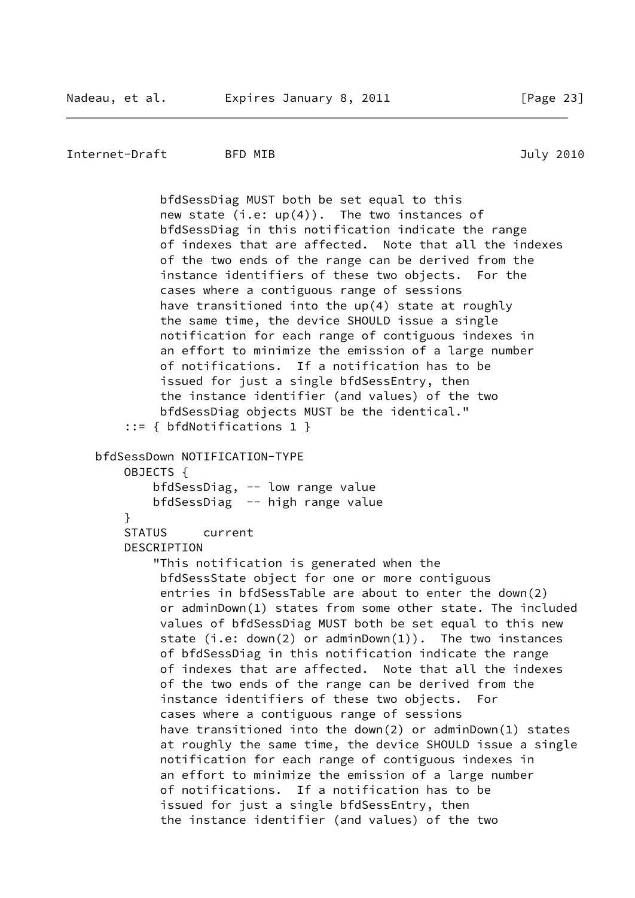```
             bfdSessDiag MUST both be set equal to this
             new state (i.e: up(4)).  The two instances of
             bfdSessDiag in this notification indicate the range
             of indexes that are affected.  Note that all the indexes
             of the two ends of the range can be derived from the
             instance identifiers of these two objects.  For the
             cases where a contiguous range of sessions
             have transitioned into the up(4) state at roughly
             the same time, the device SHOULD issue a single
             notification for each range of contiguous indexes in
             an effort to minimize the emission of a large number
             of notifications.  If a notification has to be
             issued for just a single bfdSessEntry, then
             the instance identifier (and values) of the two
             bfdSessDiag objects MUST be the identical."
        ::= { bfdNotifications 1 }

    bfdSessDown NOTIFICATION-TYPE
        OBJECTS {
            bfdSessDiag, -- low range value
            bfdSessDiag  -- high range value
        }
        STATUS     current
        DESCRIPTION
            "This notification is generated when the
             bfdSessState object for one or more contiguous
             entries in bfdSessTable are about to enter the down(2)
             or adminDown(1) states from some other state. The included
             values of bfdSessDiag MUST both be set equal to this new
             state (i.e: down(2) or adminDown(1)).  The two instances
             of bfdSessDiag in this notification indicate the range
             of indexes that are affected.  Note that all the indexes
             of the two ends of the range can be derived from the
             instance identifiers of these two objects.  For
             cases where a contiguous range of sessions
             have transitioned into the down(2) or adminDown(1) states
             at roughly the same time, the device SHOULD issue a single
             notification for each range of contiguous indexes in
             an effort to minimize the emission of a large number
             of notifications.  If a notification has to be
             issued for just a single bfdSessEntry, then
             the instance identifier (and values) of the two
```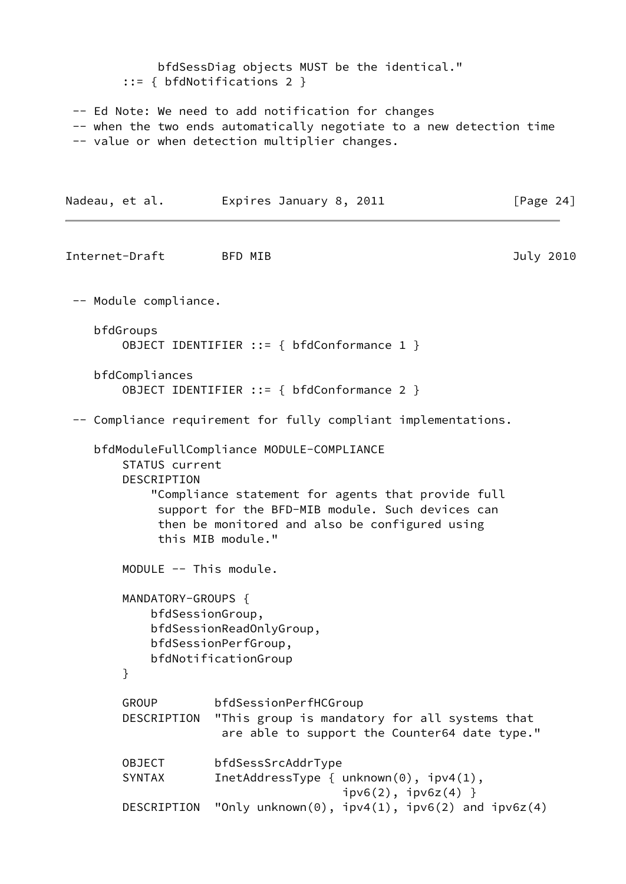```
            bfdSessDiag objects MUST be the identical."
        ::= { bfdNotifications 2 }

 -- Ed Note: We need to add notification for changes
 -- when the two ends automatically negotiate to a new detection time
 -- value or when detection multiplier changes.
```

```
 -- Module compliance.

    bfdGroups
        OBJECT IDENTIFIER ::= { bfdConformance 1 }

    bfdCompliances
        OBJECT IDENTIFIER ::= { bfdConformance 2 }

 -- Compliance requirement for fully compliant implementations.

    bfdModuleFullCompliance MODULE-COMPLIANCE
        STATUS current
        DESCRIPTION
            "Compliance statement for agents that provide full
             support for the BFD-MIB module. Such devices can
             then be monitored and also be configured using
             this MIB module."

        MODULE -- This module.

        MANDATORY-GROUPS {
            bfdSessionGroup,
            bfdSessionReadOnlyGroup,
            bfdSessionPerfGroup,
            bfdNotificationGroup
        }

        GROUP        bfdSessionPerfHCGroup
        DESCRIPTION  "This group is mandatory for all systems that
                      are able to support the Counter64 date type."

        OBJECT       bfdSessSrcAddrType
        SYNTAX       InetAddressType { unknown(0), ipv4(1),
                                       ipv6(2), ipv6z(4) }
        DESCRIPTION  "Only unknown(0), ipv4(1), ipv6(2) and ipv6z(4)
```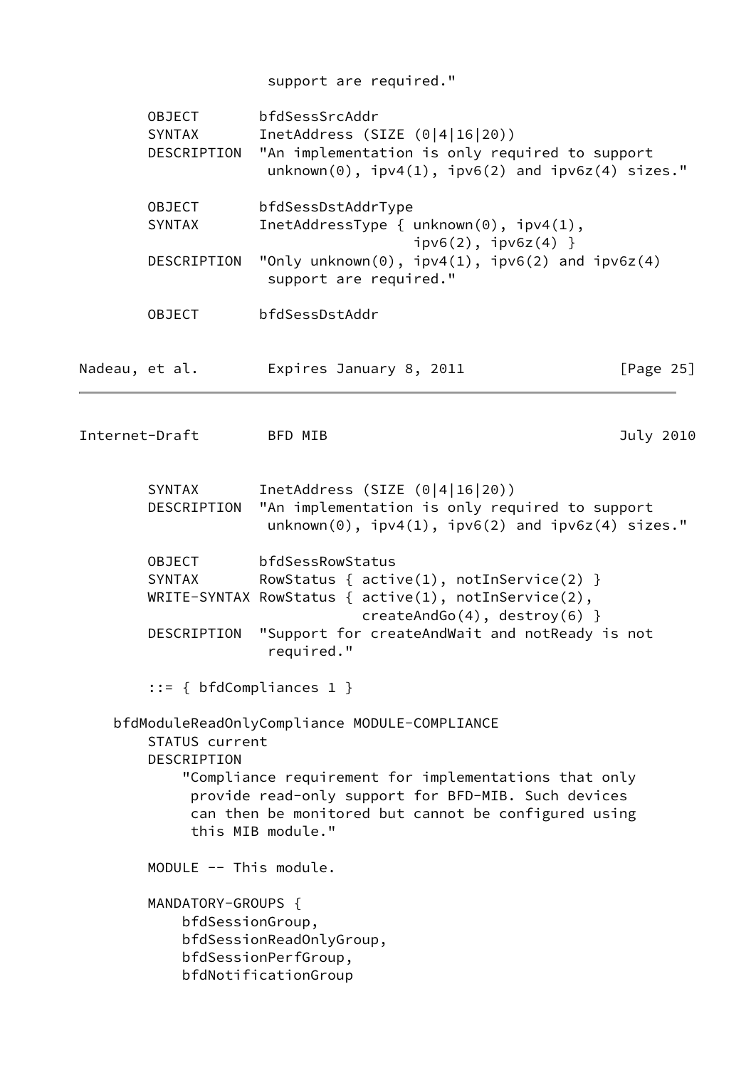```
                   support are required."

       OBJECT       bfdSessSrcAddr
       SYNTAX       InetAddress (SIZE (0|4|16|20))
       DESCRIPTION  "An implementation is only required to support
                    unknown(0), ipv4(1), ipv6(2) and ipv6z(4) sizes."

       OBJECT       bfdSessDstAddrType
       SYNTAX       InetAddressType { unknown(0), ipv4(1),
                                      ipv6(2), ipv6z(4) }
       DESCRIPTION  "Only unknown(0), ipv4(1), ipv6(2) and ipv6z(4)
                    support are required."

       OBJECT       bfdSessDstAddr
       SYNTAX       InetAddress (SIZE (0|4|16|20))
       DESCRIPTION  "An implementation is only required to support
                    unknown(0), ipv4(1), ipv6(2) and ipv6z(4) sizes."

       OBJECT       bfdSessRowStatus
       SYNTAX       RowStatus { active(1), notInService(2) }
       WRITE-SYNTAX RowStatus { active(1), notInService(2),
                                createAndGo(4), destroy(6) }
       DESCRIPTION  "Support for createAndWait and notReady is not
                    required."

       ::= { bfdCompliances 1 }

   bfdModuleReadOnlyCompliance MODULE-COMPLIANCE
       STATUS current
       DESCRIPTION
           "Compliance requirement for implementations that only
            provide read-only support for BFD-MIB. Such devices
            can then be monitored but cannot be configured using
            this MIB module."

       MODULE -- This module.

       MANDATORY-GROUPS {
           bfdSessionGroup,
           bfdSessionReadOnlyGroup,
           bfdSessionPerfGroup,
           bfdNotificationGroup
```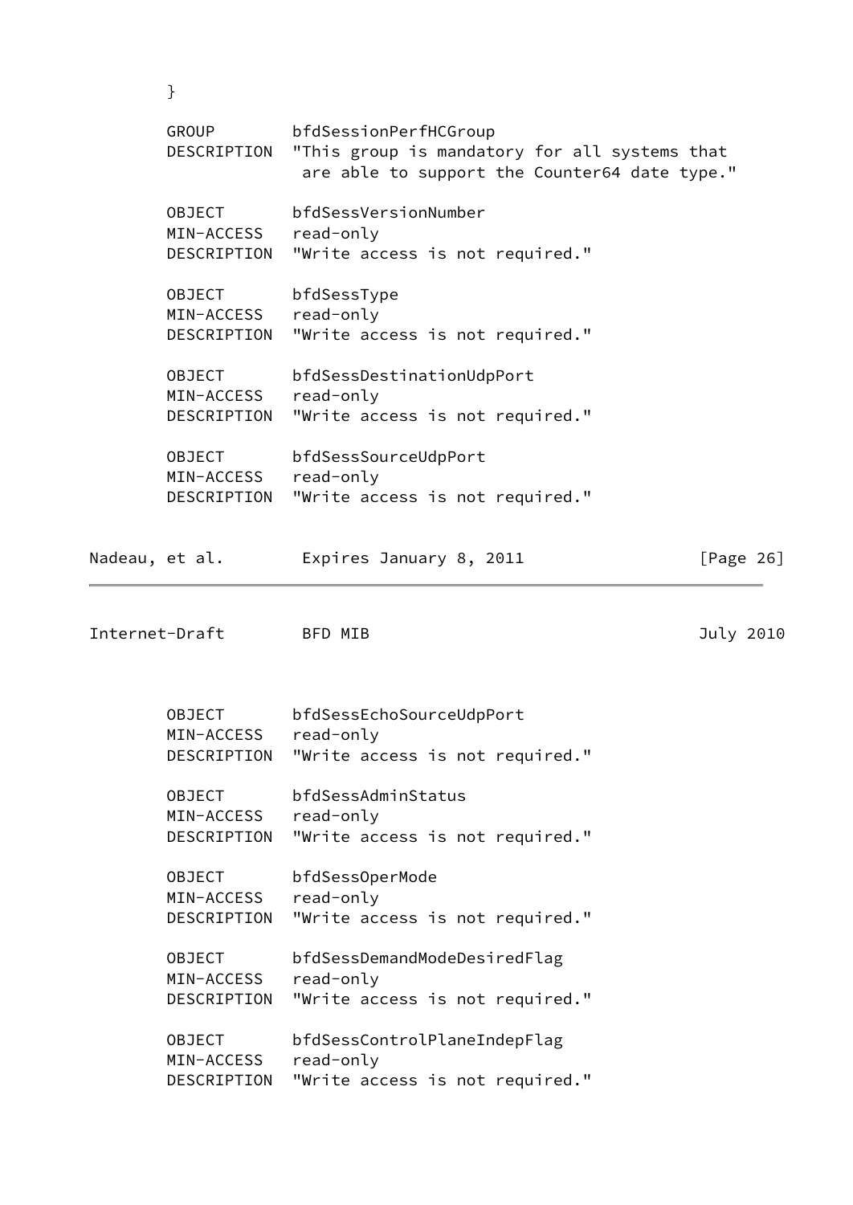```
        }

        GROUP        bfdSessionPerfHCGroup
        DESCRIPTION  "This group is mandatory for all systems that
                      are able to support the Counter64 date type."

        OBJECT       bfdSessVersionNumber
        MIN-ACCESS   read-only
        DESCRIPTION  "Write access is not required."

        OBJECT       bfdSessType
        MIN-ACCESS   read-only
        DESCRIPTION  "Write access is not required."

        OBJECT       bfdSessDestinationUdpPort
        MIN-ACCESS   read-only
        DESCRIPTION  "Write access is not required."

        OBJECT       bfdSessSourceUdpPort
        MIN-ACCESS   read-only
        DESCRIPTION  "Write access is not required."

        OBJECT       bfdSessEchoSourceUdpPort
        MIN-ACCESS   read-only
        DESCRIPTION  "Write access is not required."

        OBJECT       bfdSessAdminStatus
        MIN-ACCESS   read-only
        DESCRIPTION  "Write access is not required."

        OBJECT       bfdSessOperMode
        MIN-ACCESS   read-only
        DESCRIPTION  "Write access is not required."

        OBJECT       bfdSessDemandModeDesiredFlag
        MIN-ACCESS   read-only
        DESCRIPTION  "Write access is not required."

        OBJECT       bfdSessControlPlaneIndepFlag
        MIN-ACCESS   read-only
        DESCRIPTION  "Write access is not required."
```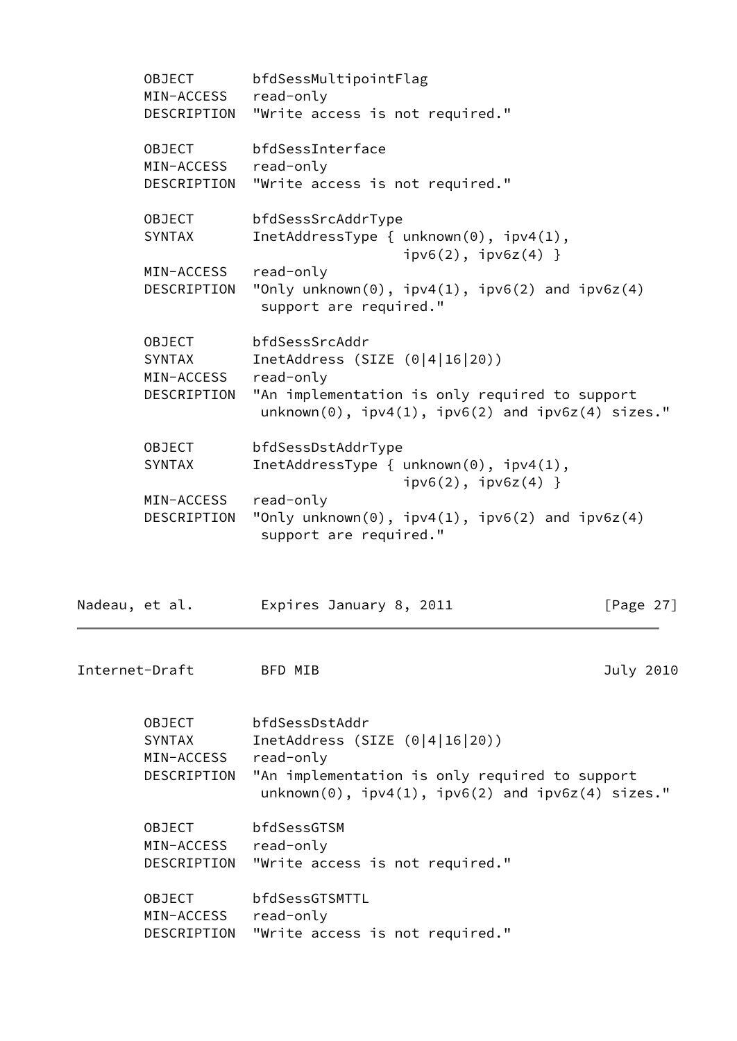```
       OBJECT       bfdSessMultipointFlag
       MIN-ACCESS   read-only
       DESCRIPTION  "Write access is not required."

       OBJECT       bfdSessInterface
       MIN-ACCESS   read-only
       DESCRIPTION  "Write access is not required."

       OBJECT       bfdSessSrcAddrType
       SYNTAX       InetAddressType { unknown(0), ipv4(1),
                                      ipv6(2), ipv6z(4) }
       MIN-ACCESS   read-only
       DESCRIPTION  "Only unknown(0), ipv4(1), ipv6(2) and ipv6z(4)
                     support are required."

       OBJECT       bfdSessSrcAddr
       SYNTAX       InetAddress (SIZE (0|4|16|20))
       MIN-ACCESS   read-only
       DESCRIPTION  "An implementation is only required to support
                     unknown(0), ipv4(1), ipv6(2) and ipv6z(4) sizes."

       OBJECT       bfdSessDstAddrType
       SYNTAX       InetAddressType { unknown(0), ipv4(1),
                                      ipv6(2), ipv6z(4) }
       MIN-ACCESS   read-only
       DESCRIPTION  "Only unknown(0), ipv4(1), ipv6(2) and ipv6z(4)
                     support are required."

       OBJECT       bfdSessDstAddr
       SYNTAX       InetAddress (SIZE (0|4|16|20))
       MIN-ACCESS   read-only
       DESCRIPTION  "An implementation is only required to support
                     unknown(0), ipv4(1), ipv6(2) and ipv6z(4) sizes."

       OBJECT       bfdSessGTSM
       MIN-ACCESS   read-only
       DESCRIPTION  "Write access is not required."

       OBJECT       bfdSessGTSMTTL
       MIN-ACCESS   read-only
       DESCRIPTION  "Write access is not required."
```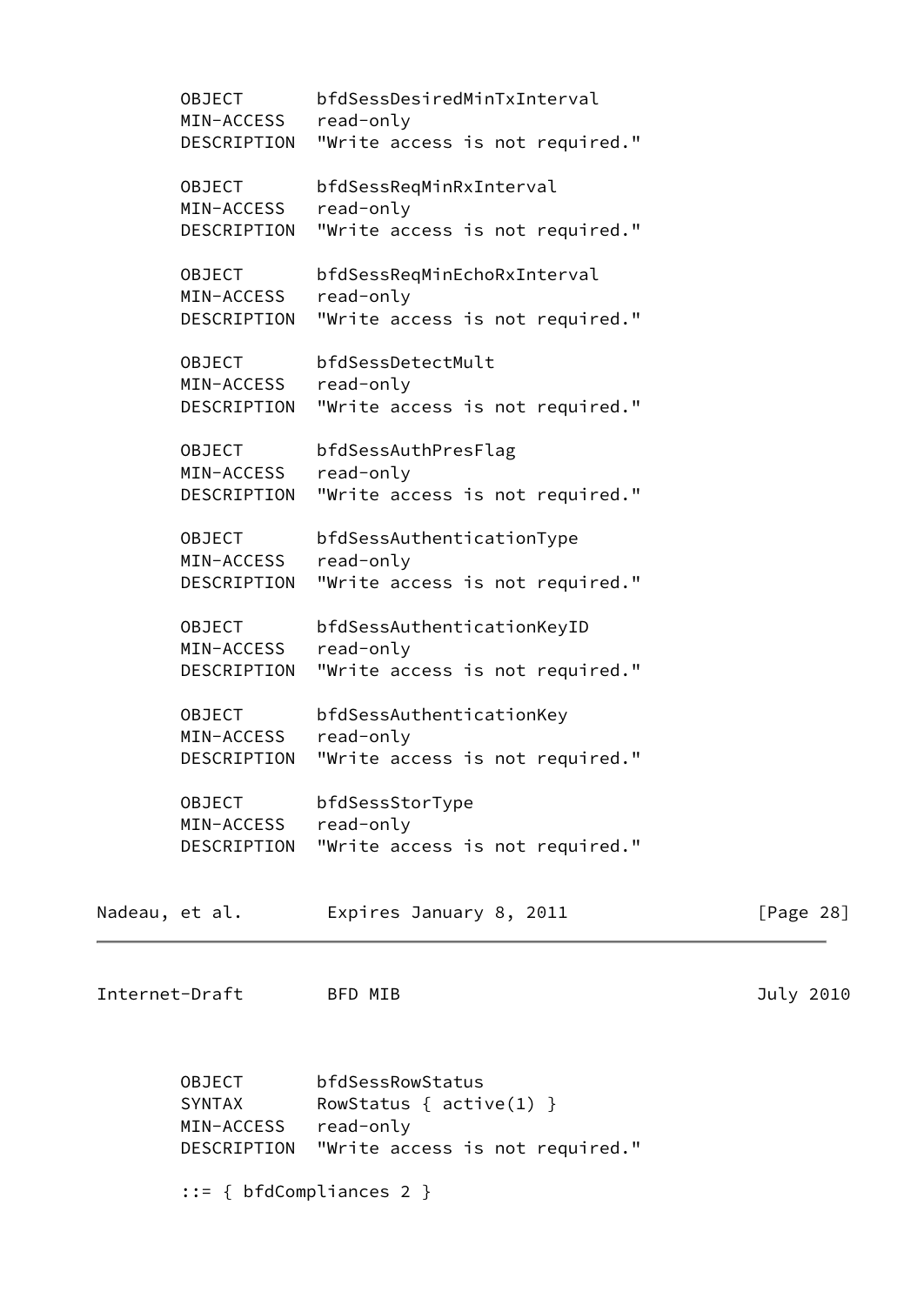```
       OBJECT       bfdSessDesiredMinTxInterval
       MIN-ACCESS   read-only
       DESCRIPTION  "Write access is not required."

       OBJECT       bfdSessReqMinRxInterval
       MIN-ACCESS   read-only
       DESCRIPTION  "Write access is not required."

       OBJECT       bfdSessReqMinEchoRxInterval
       MIN-ACCESS   read-only
       DESCRIPTION  "Write access is not required."

       OBJECT       bfdSessDetectMult
       MIN-ACCESS   read-only
       DESCRIPTION  "Write access is not required."

       OBJECT       bfdSessAuthPresFlag
       MIN-ACCESS   read-only
       DESCRIPTION  "Write access is not required."

       OBJECT       bfdSessAuthenticationType
       MIN-ACCESS   read-only
       DESCRIPTION  "Write access is not required."

       OBJECT       bfdSessAuthenticationKeyID
       MIN-ACCESS   read-only
       DESCRIPTION  "Write access is not required."

       OBJECT       bfdSessAuthenticationKey
       MIN-ACCESS   read-only
       DESCRIPTION  "Write access is not required."

       OBJECT       bfdSessStorType
       MIN-ACCESS   read-only
       DESCRIPTION  "Write access is not required."

       OBJECT       bfdSessRowStatus
       SYNTAX       RowStatus { active(1) }
       MIN-ACCESS   read-only
       DESCRIPTION  "Write access is not required."

       ::= { bfdCompliances 2 }
```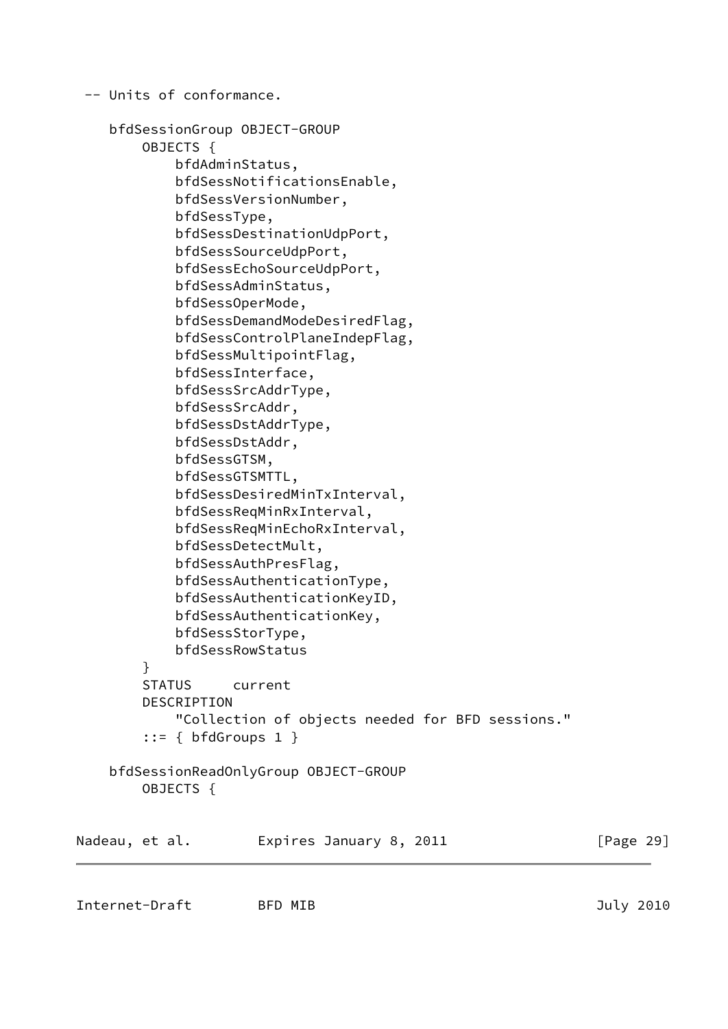```
 -- Units of conformance.

    bfdSessionGroup OBJECT-GROUP
        OBJECTS {
            bfdAdminStatus,
            bfdSessNotificationsEnable,
            bfdSessVersionNumber,
            bfdSessType,
            bfdSessDestinationUdpPort,
            bfdSessSourceUdpPort,
            bfdSessEchoSourceUdpPort,
            bfdSessAdminStatus,
            bfdSessOperMode,
            bfdSessDemandModeDesiredFlag,
            bfdSessControlPlaneIndepFlag,
            bfdSessMultipointFlag,
            bfdSessInterface,
            bfdSessSrcAddrType,
            bfdSessSrcAddr,
            bfdSessDstAddrType,
            bfdSessDstAddr,
            bfdSessGTSM,
            bfdSessGTSMTTL,
            bfdSessDesiredMinTxInterval,
            bfdSessReqMinRxInterval,
            bfdSessReqMinEchoRxInterval,
            bfdSessDetectMult,
            bfdSessAuthPresFlag,
            bfdSessAuthenticationType,
            bfdSessAuthenticationKeyID,
            bfdSessAuthenticationKey,
            bfdSessStorType,
            bfdSessRowStatus
        }
        STATUS     current
        DESCRIPTION
            "Collection of objects needed for BFD sessions."
        ::= { bfdGroups 1 }

    bfdSessionReadOnlyGroup OBJECT-GROUP
        OBJECTS {
```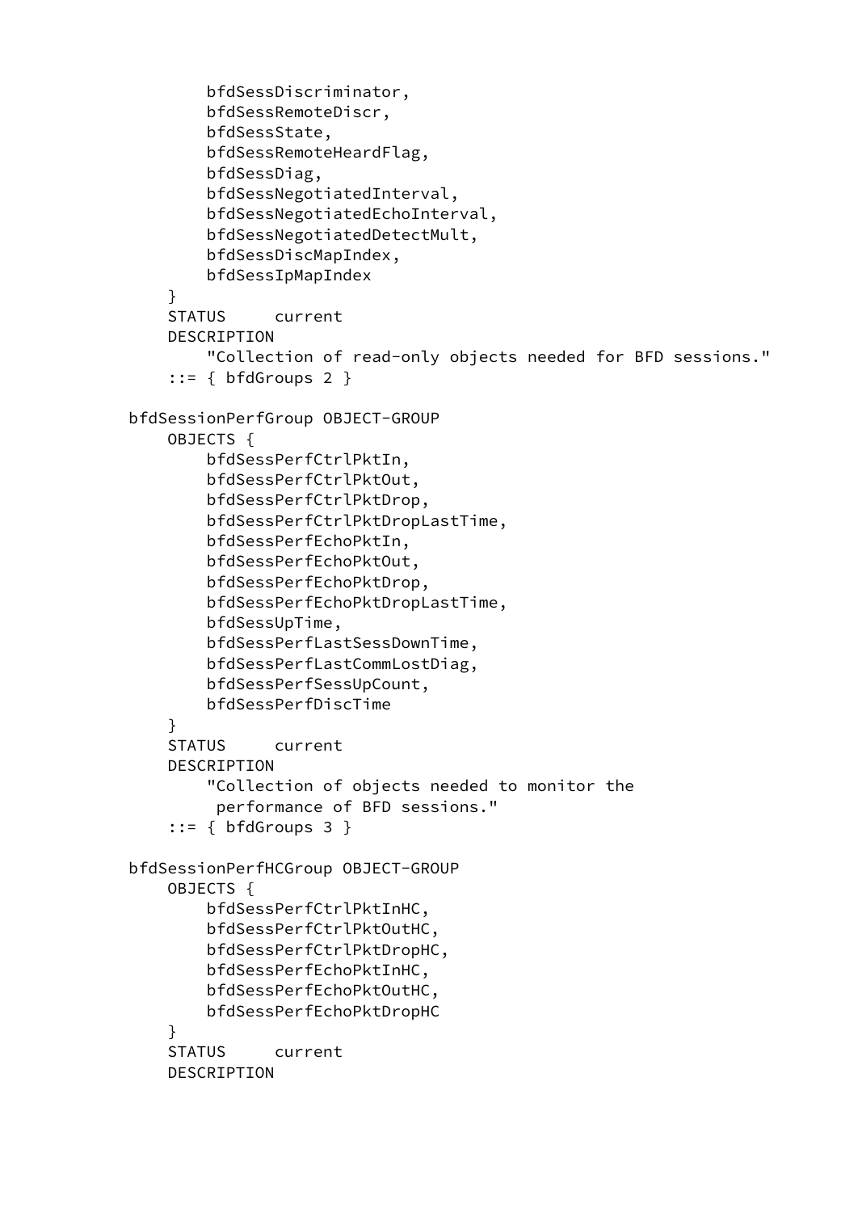```
            bfdSessDiscriminator,
            bfdSessRemoteDiscr,
            bfdSessState,
            bfdSessRemoteHeardFlag,
            bfdSessDiag,
            bfdSessNegotiatedInterval,
            bfdSessNegotiatedEchoInterval,
            bfdSessNegotiatedDetectMult,
            bfdSessDiscMapIndex,
            bfdSessIpMapIndex
        }
        STATUS     current
        DESCRIPTION
            "Collection of read-only objects needed for BFD sessions."
        ::= { bfdGroups 2 }

    bfdSessionPerfGroup OBJECT-GROUP
        OBJECTS {
            bfdSessPerfCtrlPktIn,
            bfdSessPerfCtrlPktOut,
            bfdSessPerfCtrlPktDrop,
            bfdSessPerfCtrlPktDropLastTime,
            bfdSessPerfEchoPktIn,
            bfdSessPerfEchoPktOut,
            bfdSessPerfEchoPktDrop,
            bfdSessPerfEchoPktDropLastTime,
            bfdSessUpTime,
            bfdSessPerfLastSessDownTime,
            bfdSessPerfLastCommLostDiag,
            bfdSessPerfSessUpCount,
            bfdSessPerfDiscTime
        }
        STATUS     current
        DESCRIPTION
            "Collection of objects needed to monitor the
             performance of BFD sessions."
        ::= { bfdGroups 3 }

    bfdSessionPerfHCGroup OBJECT-GROUP
        OBJECTS {
            bfdSessPerfCtrlPktInHC,
            bfdSessPerfCtrlPktOutHC,
            bfdSessPerfCtrlPktDropHC,
            bfdSessPerfEchoPktInHC,
            bfdSessPerfEchoPktOutHC,
            bfdSessPerfEchoPktDropHC
        }
        STATUS     current
        DESCRIPTION
```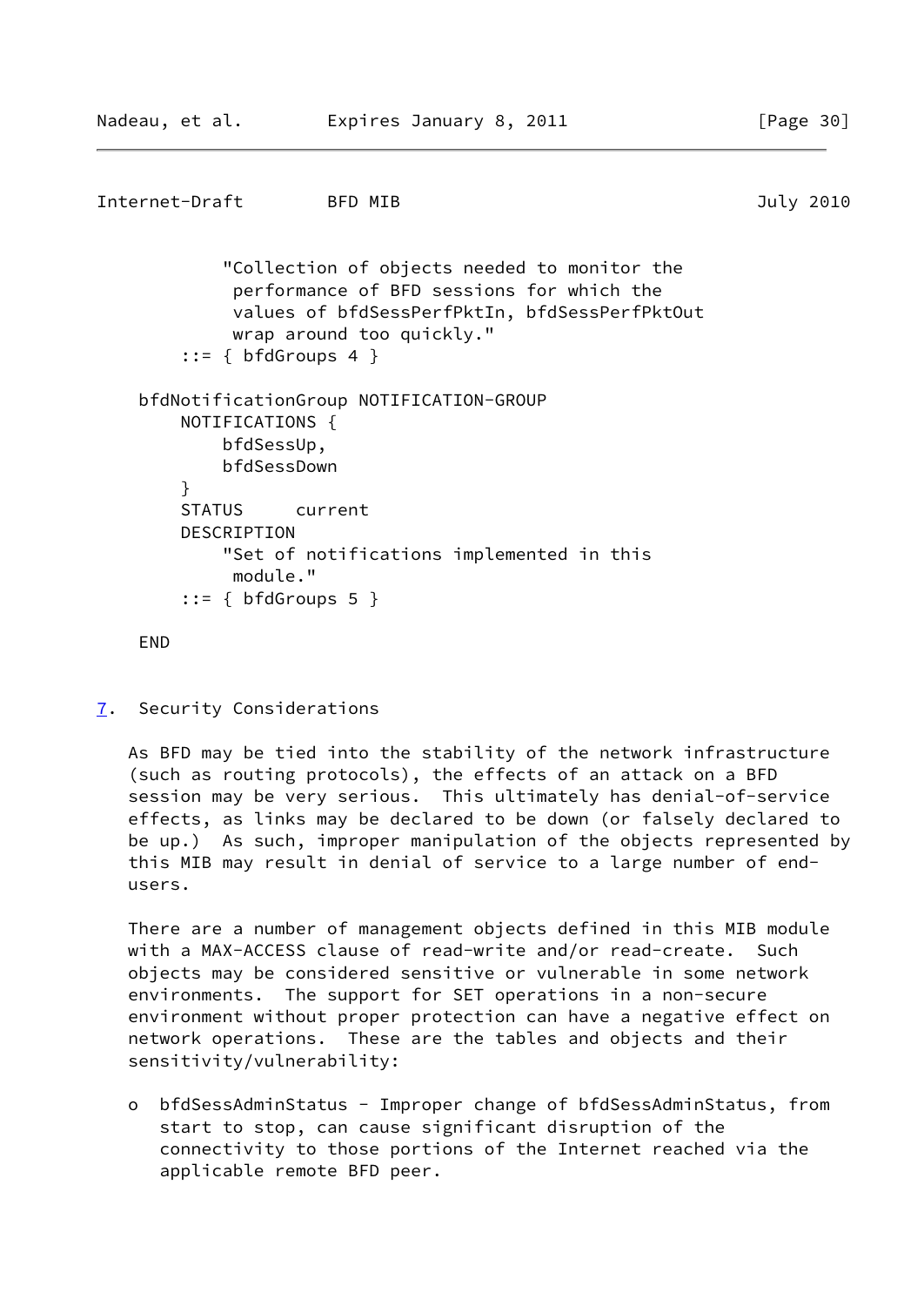```
            "Collection of objects needed to monitor the
             performance of BFD sessions for which the
             values of bfdSessPerfPktIn, bfdSessPerfPktOut
             wrap around too quickly."
        ::= { bfdGroups 4 }

    bfdNotificationGroup NOTIFICATION-GROUP
        NOTIFICATIONS {
            bfdSessUp,
            bfdSessDown
        }
        STATUS     current
        DESCRIPTION
            "Set of notifications implemented in this
             module."
        ::= { bfdGroups 5 }

    END
```

## 7. Security Considerations

As BFD may be tied into the stability of the network infrastructure (such as routing protocols), the effects of an attack on a BFD session may be very serious. This ultimately has denial-of-service effects, as links may be declared to be down (or falsely declared to be up.) As such, improper manipulation of the objects represented by this MIB may result in denial of service to a large number of end-users.

There are a number of management objects defined in this MIB module with a MAX-ACCESS clause of read-write and/or read-create. Such objects may be considered sensitive or vulnerable in some network environments. The support for SET operations in a non-secure environment without proper protection can have a negative effect on network operations. These are the tables and objects and their sensitivity/vulnerability:

- bfdSessAdminStatus - Improper change of bfdSessAdminStatus, from start to stop, can cause significant disruption of the connectivity to those portions of the Internet reached via the applicable remote BFD peer.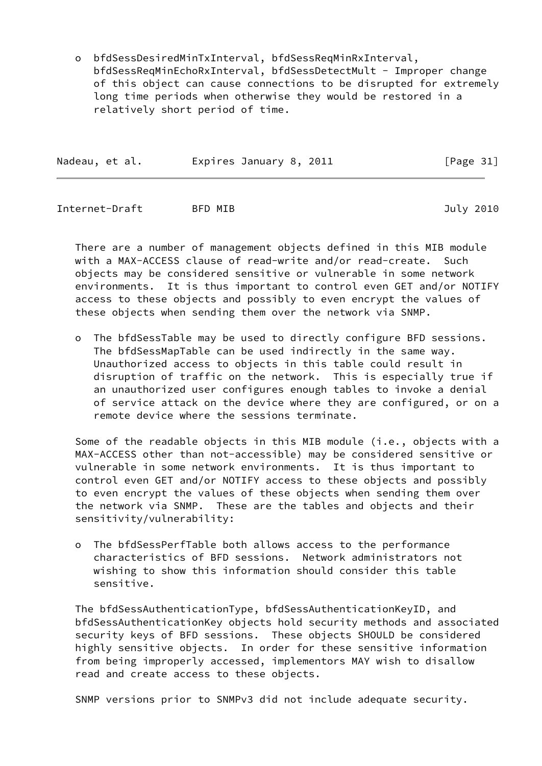- bfdSessDesiredMinTxInterval, bfdSessReqMinRxInterval, bfdSessReqMinEchoRxInterval, bfdSessDetectMult - Improper change of this object can cause connections to be disrupted for extremely long time periods when otherwise they would be restored in a relatively short period of time.

There are a number of management objects defined in this MIB module with a MAX-ACCESS clause of read-write and/or read-create. Such objects may be considered sensitive or vulnerable in some network environments. It is thus important to control even GET and/or NOTIFY access to these objects and possibly to even encrypt the values of these objects when sending them over the network via SNMP.

- The bfdSessTable may be used to directly configure BFD sessions. The bfdSessMapTable can be used indirectly in the same way. Unauthorized access to objects in this table could result in disruption of traffic on the network. This is especially true if an unauthorized user configures enough tables to invoke a denial of service attack on the device where they are configured, or on a remote device where the sessions terminate.

Some of the readable objects in this MIB module (i.e., objects with a MAX-ACCESS other than not-accessible) may be considered sensitive or vulnerable in some network environments. It is thus important to control even GET and/or NOTIFY access to these objects and possibly to even encrypt the values of these objects when sending them over the network via SNMP. These are the tables and objects and their sensitivity/vulnerability:

- The bfdSessPerfTable both allows access to the performance characteristics of BFD sessions. Network administrators not wishing to show this information should consider this table sensitive.

The bfdSessAuthenticationType, bfdSessAuthenticationKeyID, and bfdSessAuthenticationKey objects hold security methods and associated security keys of BFD sessions. These objects SHOULD be considered highly sensitive objects. In order for these sensitive information from being improperly accessed, implementors MAY wish to disallow read and create access to these objects.

SNMP versions prior to SNMPv3 did not include adequate security.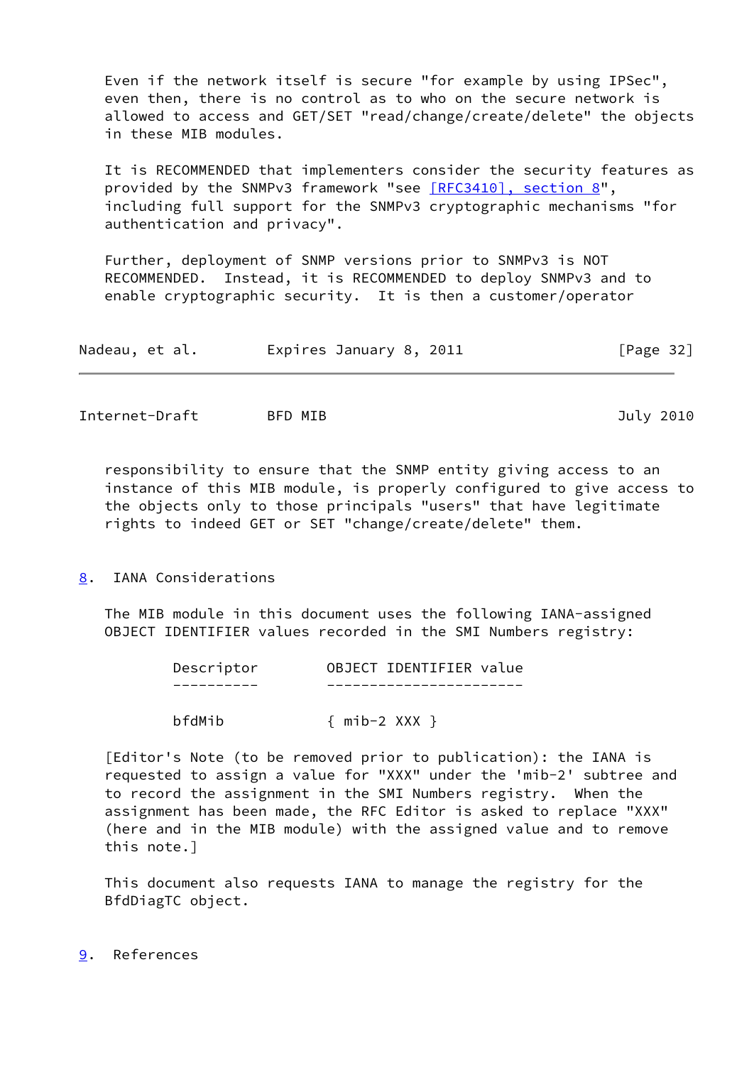Even if the network itself is secure "for example by using IPSec", even then, there is no control as to who on the secure network is allowed to access and GET/SET "read/change/create/delete" the objects in these MIB modules.

It is RECOMMENDED that implementers consider the security features as provided by the SNMPv3 framework "see [RFC3410], section 8", including full support for the SNMPv3 cryptographic mechanisms "for authentication and privacy".

Further, deployment of SNMP versions prior to SNMPv3 is NOT RECOMMENDED. Instead, it is RECOMMENDED to deploy SNMPv3 and to enable cryptographic security. It is then a customer/operator responsibility to ensure that the SNMP entity giving access to an instance of this MIB module, is properly configured to give access to the objects only to those principals "users" that have legitimate rights to indeed GET or SET "change/create/delete" them.

## 8. IANA Considerations

The MIB module in this document uses the following IANA-assigned OBJECT IDENTIFIER values recorded in the SMI Numbers registry:

| Descriptor | OBJECT IDENTIFIER value |
| --- | --- |
| bfdMib | { mib-2 XXX } |

[Editor's Note (to be removed prior to publication): the IANA is requested to assign a value for "XXX" under the 'mib-2' subtree and to record the assignment in the SMI Numbers registry. When the assignment has been made, the RFC Editor is asked to replace "XXX" (here and in the MIB module) with the assigned value and to remove this note.]

This document also requests IANA to manage the registry for the BfdDiagTC object.

## 9. References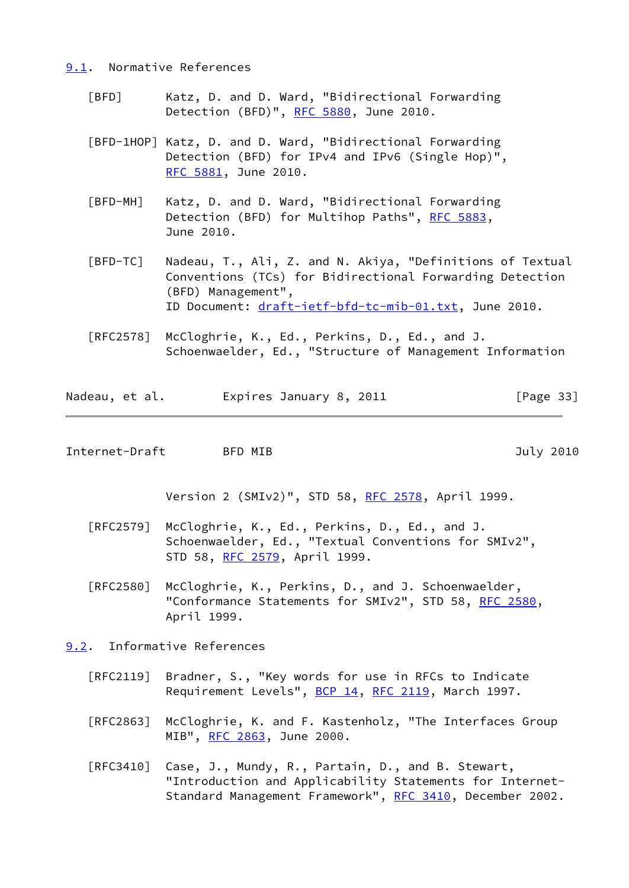### 9.1. Normative References

[BFD] Katz, D. and D. Ward, "Bidirectional Forwarding Detection (BFD)", RFC 5880, June 2010.

[BFD-1HOP] Katz, D. and D. Ward, "Bidirectional Forwarding Detection (BFD) for IPv4 and IPv6 (Single Hop)", RFC 5881, June 2010.

[BFD-MH] Katz, D. and D. Ward, "Bidirectional Forwarding Detection (BFD) for Multihop Paths", RFC 5883, June 2010.

[BFD-TC] Nadeau, T., Ali, Z. and N. Akiya, "Definitions of Textual Conventions (TCs) for Bidirectional Forwarding Detection (BFD) Management", ID Document: draft-ietf-bfd-tc-mib-01.txt, June 2010.

[RFC2578] McCloghrie, K., Ed., Perkins, D., Ed., and J. Schoenwaelder, Ed., "Structure of Management Information Version 2 (SMIv2)", STD 58, RFC 2578, April 1999.

[RFC2579] McCloghrie, K., Ed., Perkins, D., Ed., and J. Schoenwaelder, Ed., "Textual Conventions for SMIv2", STD 58, RFC 2579, April 1999.

[RFC2580] McCloghrie, K., Perkins, D., and J. Schoenwaelder, "Conformance Statements for SMIv2", STD 58, RFC 2580, April 1999.

### 9.2. Informative References

[RFC2119] Bradner, S., "Key words for use in RFCs to Indicate Requirement Levels", BCP 14, RFC 2119, March 1997.

[RFC2863] McCloghrie, K. and F. Kastenholz, "The Interfaces Group MIB", RFC 2863, June 2000.

[RFC3410] Case, J., Mundy, R., Partain, D., and B. Stewart, "Introduction and Applicability Statements for Internet-Standard Management Framework", RFC 3410, December 2002.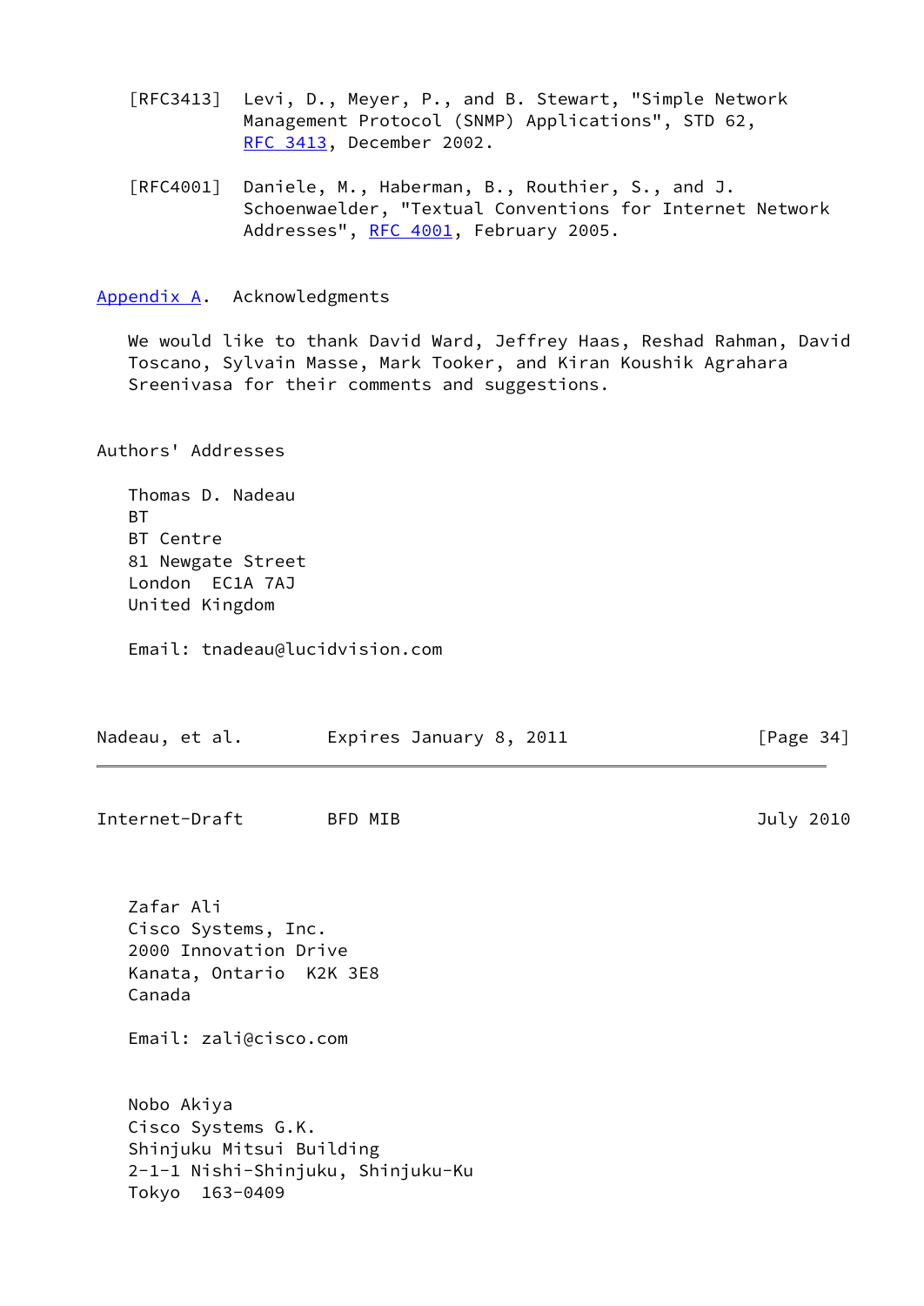[RFC3413] Levi, D., Meyer, P., and B. Stewart, "Simple Network Management Protocol (SNMP) Applications", STD 62, RFC 3413, December 2002.

[RFC4001] Daniele, M., Haberman, B., Routhier, S., and J. Schoenwaelder, "Textual Conventions for Internet Network Addresses", RFC 4001, February 2005.

## Appendix A. Acknowledgments

We would like to thank David Ward, Jeffrey Haas, Reshad Rahman, David Toscano, Sylvain Masse, Mark Tooker, and Kiran Koushik Agrahara Sreenivasa for their comments and suggestions.

## Authors' Addresses

Thomas D. Nadeau
BT
BT Centre
81 Newgate Street
London  EC1A 7AJ
United Kingdom

Email: tnadeau@lucidvision.com

Zafar Ali
Cisco Systems, Inc.
2000 Innovation Drive
Kanata, Ontario  K2K 3E8
Canada

Email: zali@cisco.com

Nobo Akiya
Cisco Systems G.K.
Shinjuku Mitsui Building
2-1-1 Nishi-Shinjuku, Shinjuku-Ku
Tokyo  163-0409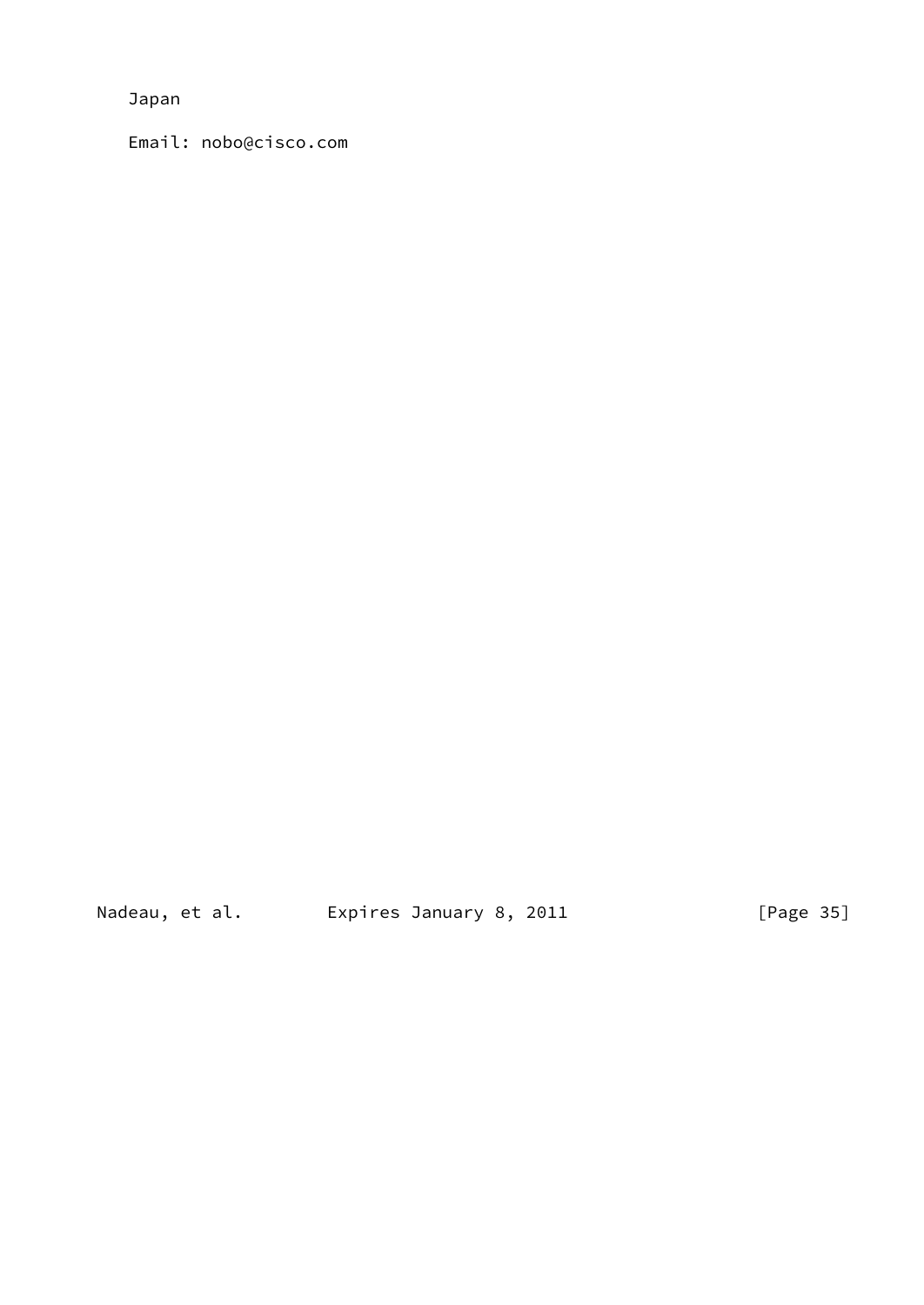Japan

Email: nobo@cisco.com